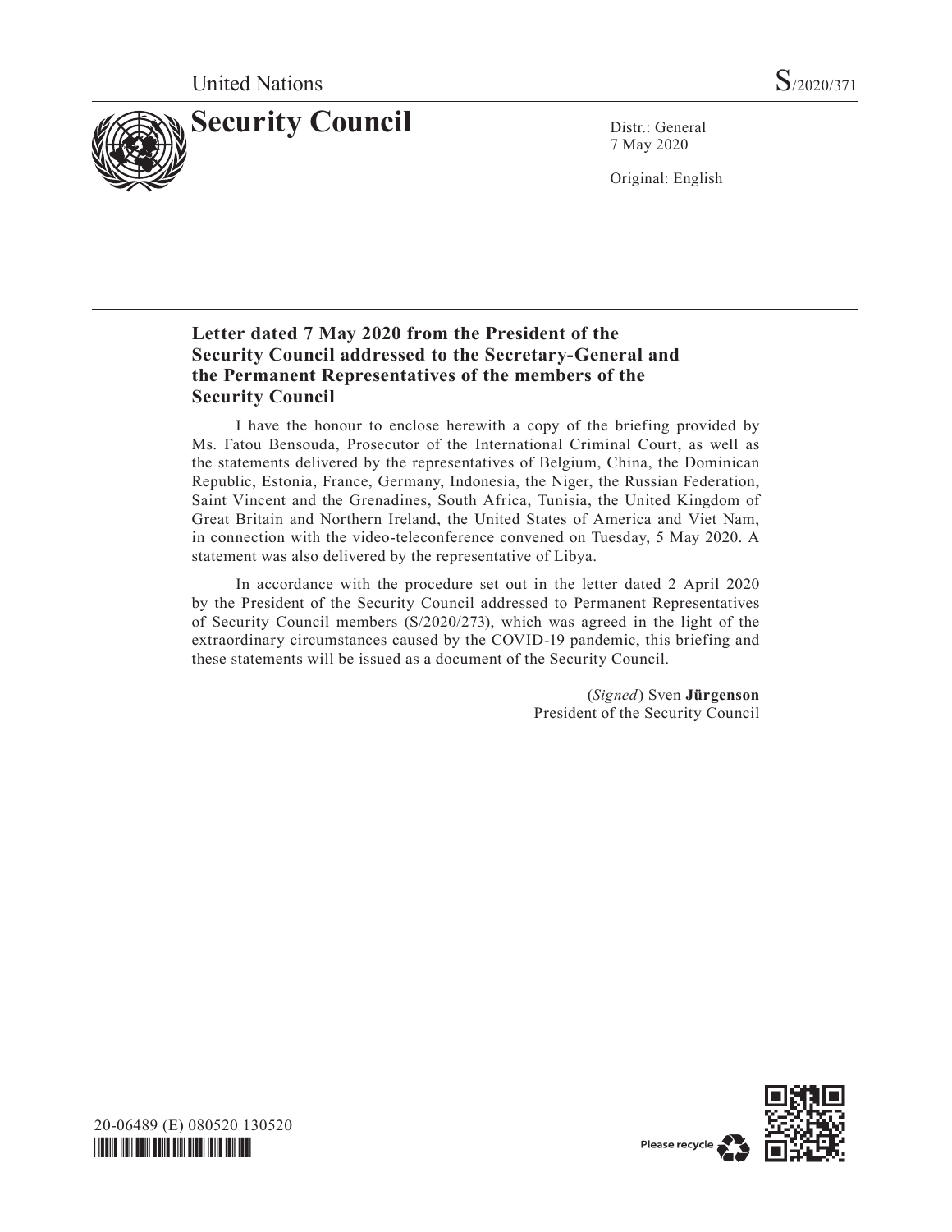United Nations S/2020/371

# Security Council

Distr.: General
7 May 2020

Original: English

## Letter dated 7 May 2020 from the President of the Security Council addressed to the Secretary-General and the Permanent Representatives of the members of the Security Council

I have the honour to enclose herewith a copy of the briefing provided by Ms. Fatou Bensouda, Prosecutor of the International Criminal Court, as well as the statements delivered by the representatives of Belgium, China, the Dominican Republic, Estonia, France, Germany, Indonesia, the Niger, the Russian Federation, Saint Vincent and the Grenadines, South Africa, Tunisia, the United Kingdom of Great Britain and Northern Ireland, the United States of America and Viet Nam, in connection with the video-teleconference convened on Tuesday, 5 May 2020. A statement was also delivered by the representative of Libya.

In accordance with the procedure set out in the letter dated 2 April 2020 by the President of the Security Council addressed to Permanent Representatives of Security Council members (S/2020/273), which was agreed in the light of the extraordinary circumstances caused by the COVID-19 pandemic, this briefing and these statements will be issued as a document of the Security Council.

(*Signed*) Sven **Jürgenson**
President of the Security Council

20-06489 (E) 080520 130520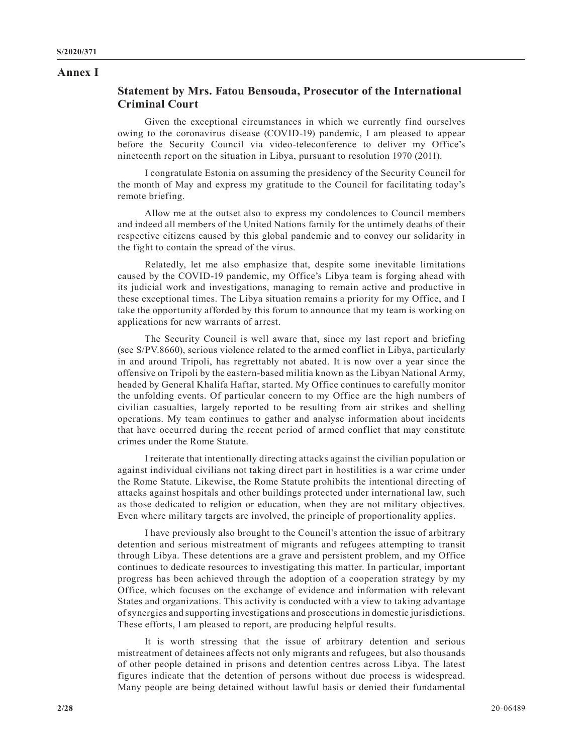# Annex I

## Statement by Mrs. Fatou Bensouda, Prosecutor of the International Criminal Court

Given the exceptional circumstances in which we currently find ourselves owing to the coronavirus disease (COVID-19) pandemic, I am pleased to appear before the Security Council via video-teleconference to deliver my Office's nineteenth report on the situation in Libya, pursuant to resolution 1970 (2011).

I congratulate Estonia on assuming the presidency of the Security Council for the month of May and express my gratitude to the Council for facilitating today's remote briefing.

Allow me at the outset also to express my condolences to Council members and indeed all members of the United Nations family for the untimely deaths of their respective citizens caused by this global pandemic and to convey our solidarity in the fight to contain the spread of the virus.

Relatedly, let me also emphasize that, despite some inevitable limitations caused by the COVID-19 pandemic, my Office's Libya team is forging ahead with its judicial work and investigations, managing to remain active and productive in these exceptional times. The Libya situation remains a priority for my Office, and I take the opportunity afforded by this forum to announce that my team is working on applications for new warrants of arrest.

The Security Council is well aware that, since my last report and briefing (see S/PV.8660), serious violence related to the armed conflict in Libya, particularly in and around Tripoli, has regrettably not abated. It is now over a year since the offensive on Tripoli by the eastern-based militia known as the Libyan National Army, headed by General Khalifa Haftar, started. My Office continues to carefully monitor the unfolding events. Of particular concern to my Office are the high numbers of civilian casualties, largely reported to be resulting from air strikes and shelling operations. My team continues to gather and analyse information about incidents that have occurred during the recent period of armed conflict that may constitute crimes under the Rome Statute.

I reiterate that intentionally directing attacks against the civilian population or against individual civilians not taking direct part in hostilities is a war crime under the Rome Statute. Likewise, the Rome Statute prohibits the intentional directing of attacks against hospitals and other buildings protected under international law, such as those dedicated to religion or education, when they are not military objectives. Even where military targets are involved, the principle of proportionality applies.

I have previously also brought to the Council's attention the issue of arbitrary detention and serious mistreatment of migrants and refugees attempting to transit through Libya. These detentions are a grave and persistent problem, and my Office continues to dedicate resources to investigating this matter. In particular, important progress has been achieved through the adoption of a cooperation strategy by my Office, which focuses on the exchange of evidence and information with relevant States and organizations. This activity is conducted with a view to taking advantage of synergies and supporting investigations and prosecutions in domestic jurisdictions. These efforts, I am pleased to report, are producing helpful results.

It is worth stressing that the issue of arbitrary detention and serious mistreatment of detainees affects not only migrants and refugees, but also thousands of other people detained in prisons and detention centres across Libya. The latest figures indicate that the detention of persons without due process is widespread. Many people are being detained without lawful basis or denied their fundamental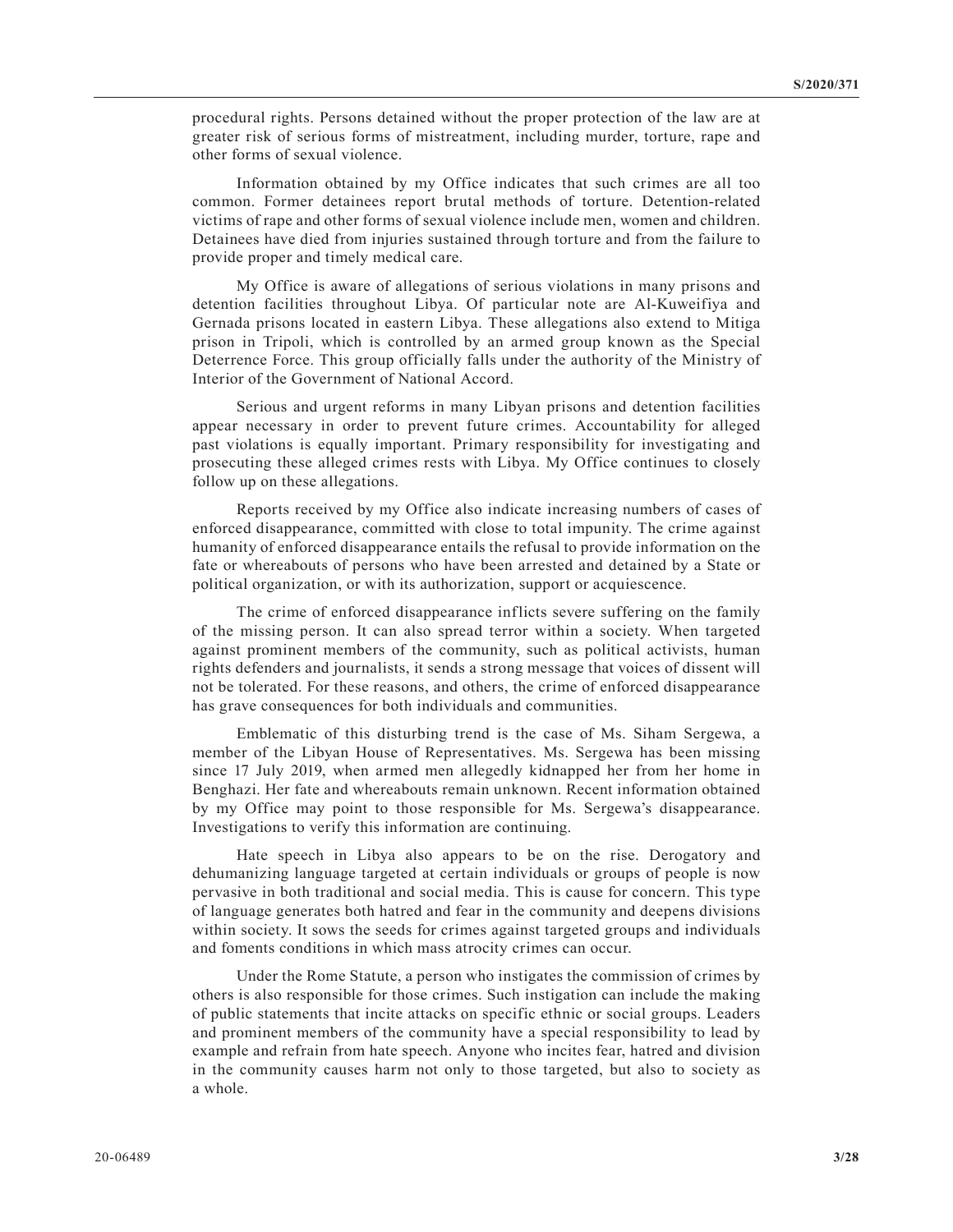procedural rights. Persons detained without the proper protection of the law are at greater risk of serious forms of mistreatment, including murder, torture, rape and other forms of sexual violence.

Information obtained by my Office indicates that such crimes are all too common. Former detainees report brutal methods of torture. Detention-related victims of rape and other forms of sexual violence include men, women and children. Detainees have died from injuries sustained through torture and from the failure to provide proper and timely medical care.

My Office is aware of allegations of serious violations in many prisons and detention facilities throughout Libya. Of particular note are Al-Kuweifiya and Gernada prisons located in eastern Libya. These allegations also extend to Mitiga prison in Tripoli, which is controlled by an armed group known as the Special Deterrence Force. This group officially falls under the authority of the Ministry of Interior of the Government of National Accord.

Serious and urgent reforms in many Libyan prisons and detention facilities appear necessary in order to prevent future crimes. Accountability for alleged past violations is equally important. Primary responsibility for investigating and prosecuting these alleged crimes rests with Libya. My Office continues to closely follow up on these allegations.

Reports received by my Office also indicate increasing numbers of cases of enforced disappearance, committed with close to total impunity. The crime against humanity of enforced disappearance entails the refusal to provide information on the fate or whereabouts of persons who have been arrested and detained by a State or political organization, or with its authorization, support or acquiescence.

The crime of enforced disappearance inflicts severe suffering on the family of the missing person. It can also spread terror within a society. When targeted against prominent members of the community, such as political activists, human rights defenders and journalists, it sends a strong message that voices of dissent will not be tolerated. For these reasons, and others, the crime of enforced disappearance has grave consequences for both individuals and communities.

Emblematic of this disturbing trend is the case of Ms. Siham Sergewa, a member of the Libyan House of Representatives. Ms. Sergewa has been missing since 17 July 2019, when armed men allegedly kidnapped her from her home in Benghazi. Her fate and whereabouts remain unknown. Recent information obtained by my Office may point to those responsible for Ms. Sergewa's disappearance. Investigations to verify this information are continuing.

Hate speech in Libya also appears to be on the rise. Derogatory and dehumanizing language targeted at certain individuals or groups of people is now pervasive in both traditional and social media. This is cause for concern. This type of language generates both hatred and fear in the community and deepens divisions within society. It sows the seeds for crimes against targeted groups and individuals and foments conditions in which mass atrocity crimes can occur.

Under the Rome Statute, a person who instigates the commission of crimes by others is also responsible for those crimes. Such instigation can include the making of public statements that incite attacks on specific ethnic or social groups. Leaders and prominent members of the community have a special responsibility to lead by example and refrain from hate speech. Anyone who incites fear, hatred and division in the community causes harm not only to those targeted, but also to society as a whole.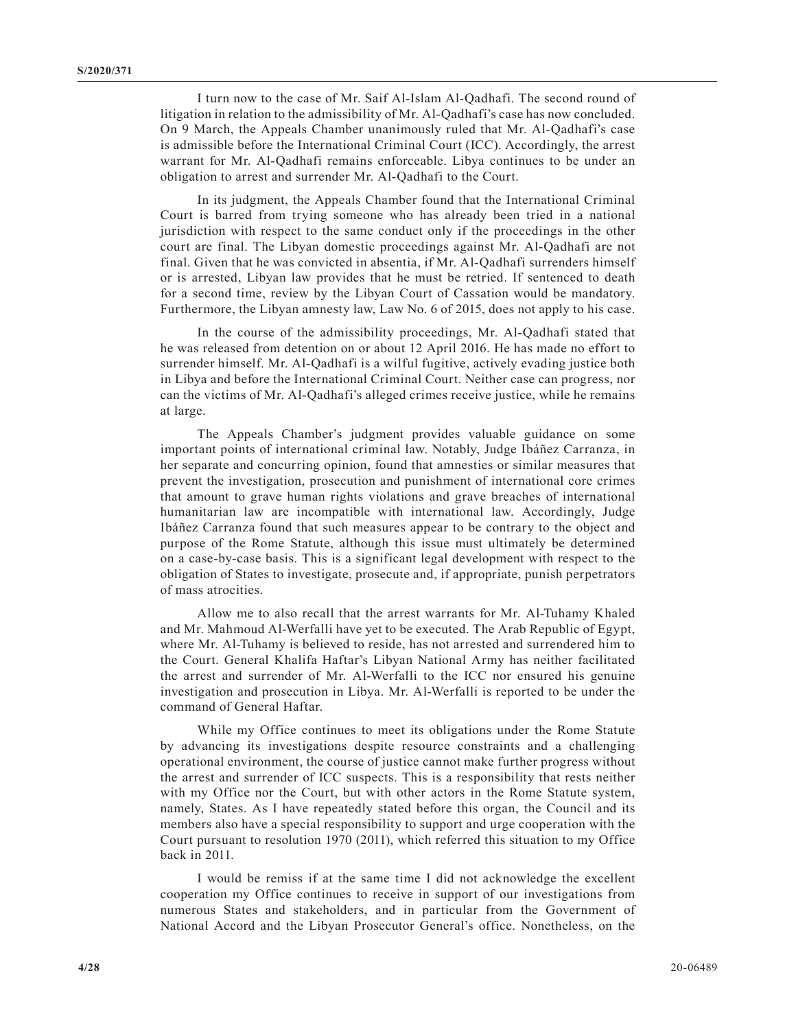I turn now to the case of Mr. Saif Al-Islam Al-Qadhafi. The second round of litigation in relation to the admissibility of Mr. Al-Qadhafi's case has now concluded. On 9 March, the Appeals Chamber unanimously ruled that Mr. Al-Qadhafi's case is admissible before the International Criminal Court (ICC). Accordingly, the arrest warrant for Mr. Al-Qadhafi remains enforceable. Libya continues to be under an obligation to arrest and surrender Mr. Al-Qadhafi to the Court.

In its judgment, the Appeals Chamber found that the International Criminal Court is barred from trying someone who has already been tried in a national jurisdiction with respect to the same conduct only if the proceedings in the other court are final. The Libyan domestic proceedings against Mr. Al-Qadhafi are not final. Given that he was convicted in absentia, if Mr. Al-Qadhafi surrenders himself or is arrested, Libyan law provides that he must be retried. If sentenced to death for a second time, review by the Libyan Court of Cassation would be mandatory. Furthermore, the Libyan amnesty law, Law No. 6 of 2015, does not apply to his case.

In the course of the admissibility proceedings, Mr. Al-Qadhafi stated that he was released from detention on or about 12 April 2016. He has made no effort to surrender himself. Mr. Al-Qadhafi is a wilful fugitive, actively evading justice both in Libya and before the International Criminal Court. Neither case can progress, nor can the victims of Mr. Al-Qadhafi's alleged crimes receive justice, while he remains at large.

The Appeals Chamber's judgment provides valuable guidance on some important points of international criminal law. Notably, Judge Ibáñez Carranza, in her separate and concurring opinion, found that amnesties or similar measures that prevent the investigation, prosecution and punishment of international core crimes that amount to grave human rights violations and grave breaches of international humanitarian law are incompatible with international law. Accordingly, Judge Ibáñez Carranza found that such measures appear to be contrary to the object and purpose of the Rome Statute, although this issue must ultimately be determined on a case-by-case basis. This is a significant legal development with respect to the obligation of States to investigate, prosecute and, if appropriate, punish perpetrators of mass atrocities.

Allow me to also recall that the arrest warrants for Mr. Al-Tuhamy Khaled and Mr. Mahmoud Al-Werfalli have yet to be executed. The Arab Republic of Egypt, where Mr. Al-Tuhamy is believed to reside, has not arrested and surrendered him to the Court. General Khalifa Haftar's Libyan National Army has neither facilitated the arrest and surrender of Mr. Al-Werfalli to the ICC nor ensured his genuine investigation and prosecution in Libya. Mr. Al-Werfalli is reported to be under the command of General Haftar.

While my Office continues to meet its obligations under the Rome Statute by advancing its investigations despite resource constraints and a challenging operational environment, the course of justice cannot make further progress without the arrest and surrender of ICC suspects. This is a responsibility that rests neither with my Office nor the Court, but with other actors in the Rome Statute system, namely, States. As I have repeatedly stated before this organ, the Council and its members also have a special responsibility to support and urge cooperation with the Court pursuant to resolution 1970 (2011), which referred this situation to my Office back in 2011.

I would be remiss if at the same time I did not acknowledge the excellent cooperation my Office continues to receive in support of our investigations from numerous States and stakeholders, and in particular from the Government of National Accord and the Libyan Prosecutor General's office. Nonetheless, on the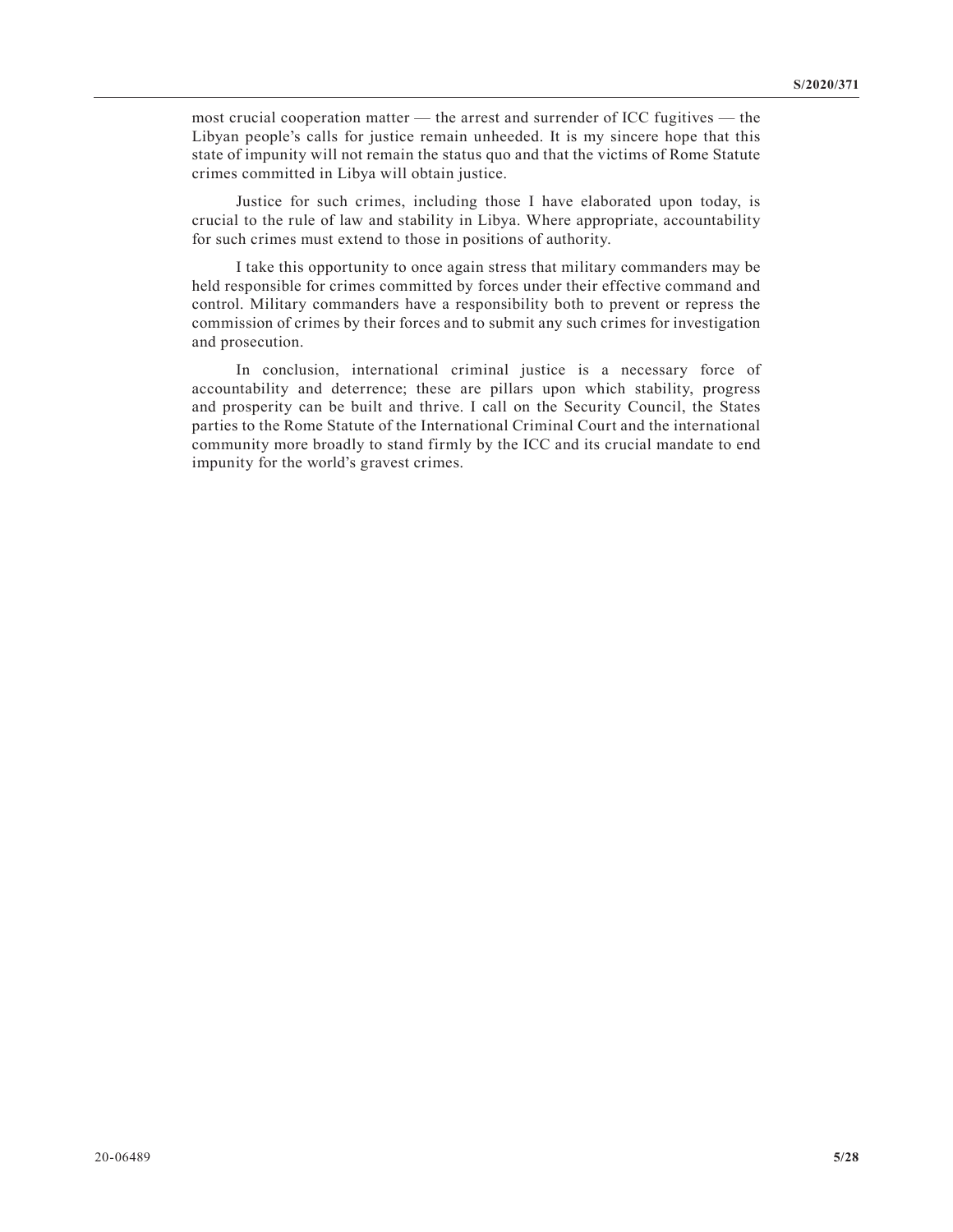most crucial cooperation matter — the arrest and surrender of ICC fugitives — the Libyan people's calls for justice remain unheeded. It is my sincere hope that this state of impunity will not remain the status quo and that the victims of Rome Statute crimes committed in Libya will obtain justice.

Justice for such crimes, including those I have elaborated upon today, is crucial to the rule of law and stability in Libya. Where appropriate, accountability for such crimes must extend to those in positions of authority.

I take this opportunity to once again stress that military commanders may be held responsible for crimes committed by forces under their effective command and control. Military commanders have a responsibility both to prevent or repress the commission of crimes by their forces and to submit any such crimes for investigation and prosecution.

In conclusion, international criminal justice is a necessary force of accountability and deterrence; these are pillars upon which stability, progress and prosperity can be built and thrive. I call on the Security Council, the States parties to the Rome Statute of the International Criminal Court and the international community more broadly to stand firmly by the ICC and its crucial mandate to end impunity for the world's gravest crimes.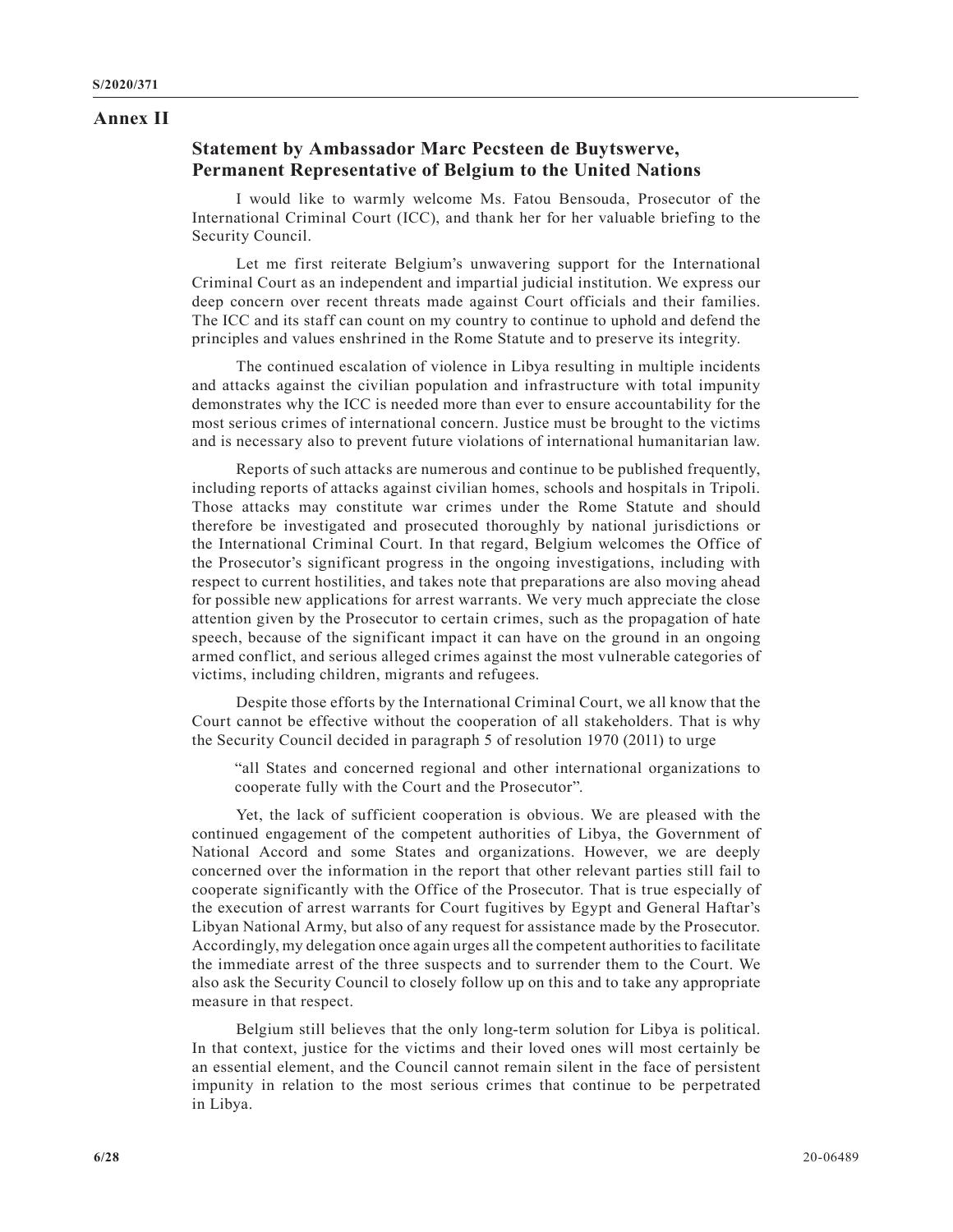# Annex II

## Statement by Ambassador Marc Pecsteen de Buytswerve, Permanent Representative of Belgium to the United Nations

I would like to warmly welcome Ms. Fatou Bensouda, Prosecutor of the International Criminal Court (ICC), and thank her for her valuable briefing to the Security Council.

Let me first reiterate Belgium's unwavering support for the International Criminal Court as an independent and impartial judicial institution. We express our deep concern over recent threats made against Court officials and their families. The ICC and its staff can count on my country to continue to uphold and defend the principles and values enshrined in the Rome Statute and to preserve its integrity.

The continued escalation of violence in Libya resulting in multiple incidents and attacks against the civilian population and infrastructure with total impunity demonstrates why the ICC is needed more than ever to ensure accountability for the most serious crimes of international concern. Justice must be brought to the victims and is necessary also to prevent future violations of international humanitarian law.

Reports of such attacks are numerous and continue to be published frequently, including reports of attacks against civilian homes, schools and hospitals in Tripoli. Those attacks may constitute war crimes under the Rome Statute and should therefore be investigated and prosecuted thoroughly by national jurisdictions or the International Criminal Court. In that regard, Belgium welcomes the Office of the Prosecutor's significant progress in the ongoing investigations, including with respect to current hostilities, and takes note that preparations are also moving ahead for possible new applications for arrest warrants. We very much appreciate the close attention given by the Prosecutor to certain crimes, such as the propagation of hate speech, because of the significant impact it can have on the ground in an ongoing armed conflict, and serious alleged crimes against the most vulnerable categories of victims, including children, migrants and refugees.

Despite those efforts by the International Criminal Court, we all know that the Court cannot be effective without the cooperation of all stakeholders. That is why the Security Council decided in paragraph 5 of resolution 1970 (2011) to urge

> "all States and concerned regional and other international organizations to cooperate fully with the Court and the Prosecutor".

Yet, the lack of sufficient cooperation is obvious. We are pleased with the continued engagement of the competent authorities of Libya, the Government of National Accord and some States and organizations. However, we are deeply concerned over the information in the report that other relevant parties still fail to cooperate significantly with the Office of the Prosecutor. That is true especially of the execution of arrest warrants for Court fugitives by Egypt and General Haftar's Libyan National Army, but also of any request for assistance made by the Prosecutor. Accordingly, my delegation once again urges all the competent authorities to facilitate the immediate arrest of the three suspects and to surrender them to the Court. We also ask the Security Council to closely follow up on this and to take any appropriate measure in that respect.

Belgium still believes that the only long-term solution for Libya is political. In that context, justice for the victims and their loved ones will most certainly be an essential element, and the Council cannot remain silent in the face of persistent impunity in relation to the most serious crimes that continue to be perpetrated in Libya.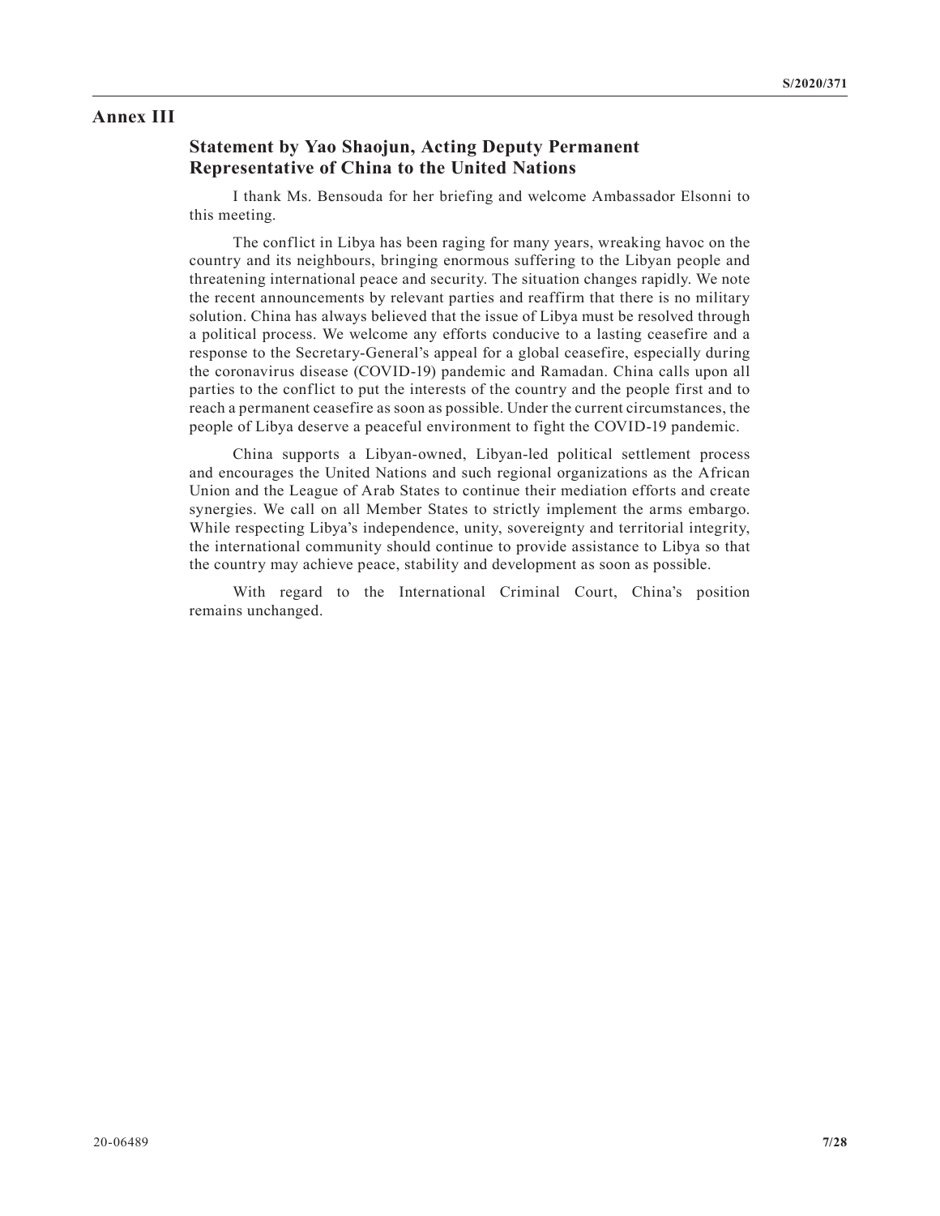## Annex III

### Statement by Yao Shaojun, Acting Deputy Permanent Representative of China to the United Nations

I thank Ms. Bensouda for her briefing and welcome Ambassador Elsonni to this meeting.

The conflict in Libya has been raging for many years, wreaking havoc on the country and its neighbours, bringing enormous suffering to the Libyan people and threatening international peace and security. The situation changes rapidly. We note the recent announcements by relevant parties and reaffirm that there is no military solution. China has always believed that the issue of Libya must be resolved through a political process. We welcome any efforts conducive to a lasting ceasefire and a response to the Secretary-General's appeal for a global ceasefire, especially during the coronavirus disease (COVID-19) pandemic and Ramadan. China calls upon all parties to the conflict to put the interests of the country and the people first and to reach a permanent ceasefire as soon as possible. Under the current circumstances, the people of Libya deserve a peaceful environment to fight the COVID-19 pandemic.

China supports a Libyan-owned, Libyan-led political settlement process and encourages the United Nations and such regional organizations as the African Union and the League of Arab States to continue their mediation efforts and create synergies. We call on all Member States to strictly implement the arms embargo. While respecting Libya's independence, unity, sovereignty and territorial integrity, the international community should continue to provide assistance to Libya so that the country may achieve peace, stability and development as soon as possible.

With regard to the International Criminal Court, China's position remains unchanged.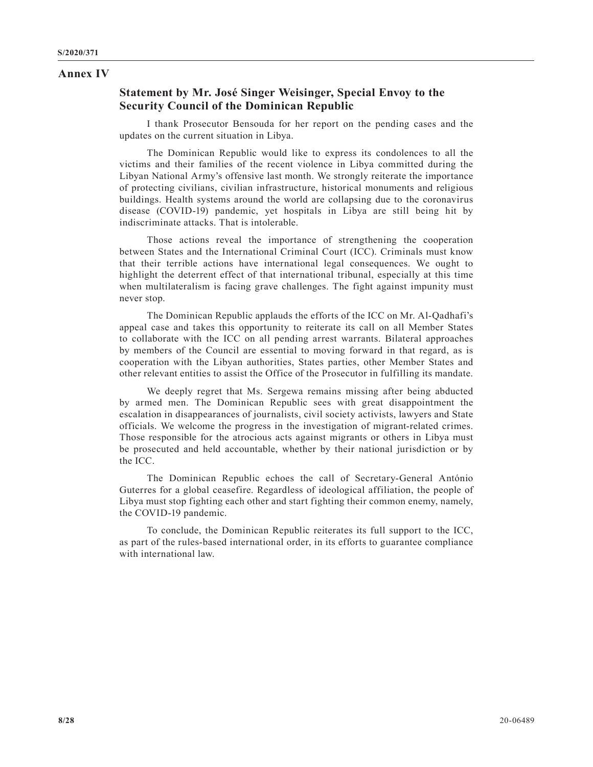## Annex IV

### Statement by Mr. José Singer Weisinger, Special Envoy to the Security Council of the Dominican Republic

I thank Prosecutor Bensouda for her report on the pending cases and the updates on the current situation in Libya.

The Dominican Republic would like to express its condolences to all the victims and their families of the recent violence in Libya committed during the Libyan National Army's offensive last month. We strongly reiterate the importance of protecting civilians, civilian infrastructure, historical monuments and religious buildings. Health systems around the world are collapsing due to the coronavirus disease (COVID-19) pandemic, yet hospitals in Libya are still being hit by indiscriminate attacks. That is intolerable.

Those actions reveal the importance of strengthening the cooperation between States and the International Criminal Court (ICC). Criminals must know that their terrible actions have international legal consequences. We ought to highlight the deterrent effect of that international tribunal, especially at this time when multilateralism is facing grave challenges. The fight against impunity must never stop.

The Dominican Republic applauds the efforts of the ICC on Mr. Al-Qadhafi's appeal case and takes this opportunity to reiterate its call on all Member States to collaborate with the ICC on all pending arrest warrants. Bilateral approaches by members of the Council are essential to moving forward in that regard, as is cooperation with the Libyan authorities, States parties, other Member States and other relevant entities to assist the Office of the Prosecutor in fulfilling its mandate.

We deeply regret that Ms. Sergewa remains missing after being abducted by armed men. The Dominican Republic sees with great disappointment the escalation in disappearances of journalists, civil society activists, lawyers and State officials. We welcome the progress in the investigation of migrant-related crimes. Those responsible for the atrocious acts against migrants or others in Libya must be prosecuted and held accountable, whether by their national jurisdiction or by the ICC.

The Dominican Republic echoes the call of Secretary-General António Guterres for a global ceasefire. Regardless of ideological affiliation, the people of Libya must stop fighting each other and start fighting their common enemy, namely, the COVID-19 pandemic.

To conclude, the Dominican Republic reiterates its full support to the ICC, as part of the rules-based international order, in its efforts to guarantee compliance with international law.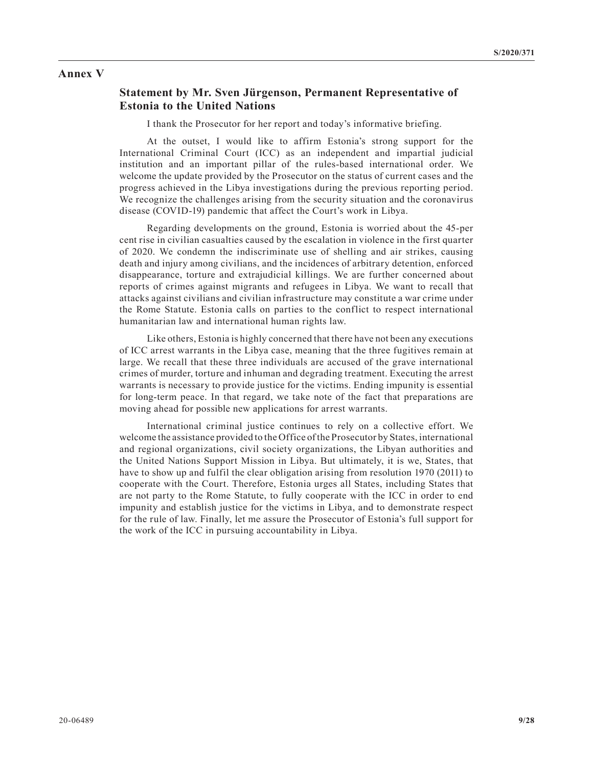## Annex V

### Statement by Mr. Sven Jürgenson, Permanent Representative of Estonia to the United Nations

I thank the Prosecutor for her report and today's informative briefing.

At the outset, I would like to affirm Estonia's strong support for the International Criminal Court (ICC) as an independent and impartial judicial institution and an important pillar of the rules-based international order. We welcome the update provided by the Prosecutor on the status of current cases and the progress achieved in the Libya investigations during the previous reporting period. We recognize the challenges arising from the security situation and the coronavirus disease (COVID-19) pandemic that affect the Court's work in Libya.

Regarding developments on the ground, Estonia is worried about the 45-per cent rise in civilian casualties caused by the escalation in violence in the first quarter of 2020. We condemn the indiscriminate use of shelling and air strikes, causing death and injury among civilians, and the incidences of arbitrary detention, enforced disappearance, torture and extrajudicial killings. We are further concerned about reports of crimes against migrants and refugees in Libya. We want to recall that attacks against civilians and civilian infrastructure may constitute a war crime under the Rome Statute. Estonia calls on parties to the conflict to respect international humanitarian law and international human rights law.

Like others, Estonia is highly concerned that there have not been any executions of ICC arrest warrants in the Libya case, meaning that the three fugitives remain at large. We recall that these three individuals are accused of the grave international crimes of murder, torture and inhuman and degrading treatment. Executing the arrest warrants is necessary to provide justice for the victims. Ending impunity is essential for long-term peace. In that regard, we take note of the fact that preparations are moving ahead for possible new applications for arrest warrants.

International criminal justice continues to rely on a collective effort. We welcome the assistance provided to the Office of the Prosecutor by States, international and regional organizations, civil society organizations, the Libyan authorities and the United Nations Support Mission in Libya. But ultimately, it is we, States, that have to show up and fulfil the clear obligation arising from resolution 1970 (2011) to cooperate with the Court. Therefore, Estonia urges all States, including States that are not party to the Rome Statute, to fully cooperate with the ICC in order to end impunity and establish justice for the victims in Libya, and to demonstrate respect for the rule of law. Finally, let me assure the Prosecutor of Estonia's full support for the work of the ICC in pursuing accountability in Libya.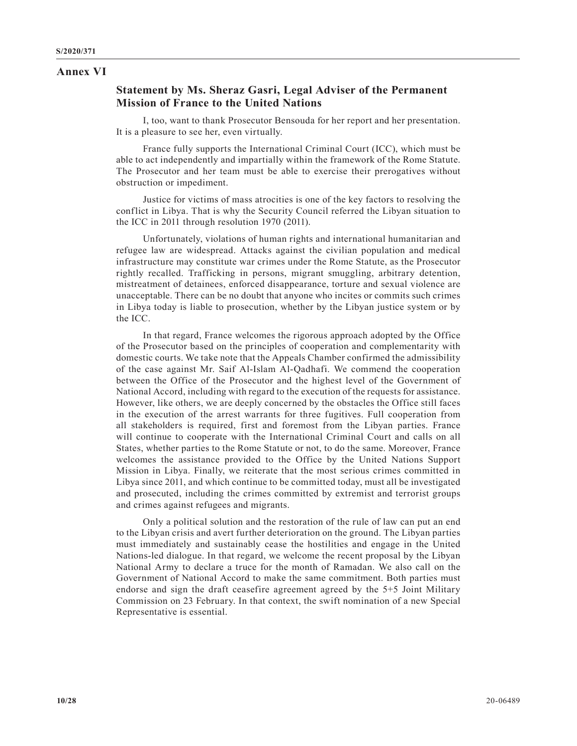## Annex VI

### Statement by Ms. Sheraz Gasri, Legal Adviser of the Permanent Mission of France to the United Nations

I, too, want to thank Prosecutor Bensouda for her report and her presentation. It is a pleasure to see her, even virtually.

France fully supports the International Criminal Court (ICC), which must be able to act independently and impartially within the framework of the Rome Statute. The Prosecutor and her team must be able to exercise their prerogatives without obstruction or impediment.

Justice for victims of mass atrocities is one of the key factors to resolving the conflict in Libya. That is why the Security Council referred the Libyan situation to the ICC in 2011 through resolution 1970 (2011).

Unfortunately, violations of human rights and international humanitarian and refugee law are widespread. Attacks against the civilian population and medical infrastructure may constitute war crimes under the Rome Statute, as the Prosecutor rightly recalled. Trafficking in persons, migrant smuggling, arbitrary detention, mistreatment of detainees, enforced disappearance, torture and sexual violence are unacceptable. There can be no doubt that anyone who incites or commits such crimes in Libya today is liable to prosecution, whether by the Libyan justice system or by the ICC.

In that regard, France welcomes the rigorous approach adopted by the Office of the Prosecutor based on the principles of cooperation and complementarity with domestic courts. We take note that the Appeals Chamber confirmed the admissibility of the case against Mr. Saif Al-Islam Al-Qadhafi. We commend the cooperation between the Office of the Prosecutor and the highest level of the Government of National Accord, including with regard to the execution of the requests for assistance. However, like others, we are deeply concerned by the obstacles the Office still faces in the execution of the arrest warrants for three fugitives. Full cooperation from all stakeholders is required, first and foremost from the Libyan parties. France will continue to cooperate with the International Criminal Court and calls on all States, whether parties to the Rome Statute or not, to do the same. Moreover, France welcomes the assistance provided to the Office by the United Nations Support Mission in Libya. Finally, we reiterate that the most serious crimes committed in Libya since 2011, and which continue to be committed today, must all be investigated and prosecuted, including the crimes committed by extremist and terrorist groups and crimes against refugees and migrants.

Only a political solution and the restoration of the rule of law can put an end to the Libyan crisis and avert further deterioration on the ground. The Libyan parties must immediately and sustainably cease the hostilities and engage in the United Nations-led dialogue. In that regard, we welcome the recent proposal by the Libyan National Army to declare a truce for the month of Ramadan. We also call on the Government of National Accord to make the same commitment. Both parties must endorse and sign the draft ceasefire agreement agreed by the 5+5 Joint Military Commission on 23 February. In that context, the swift nomination of a new Special Representative is essential.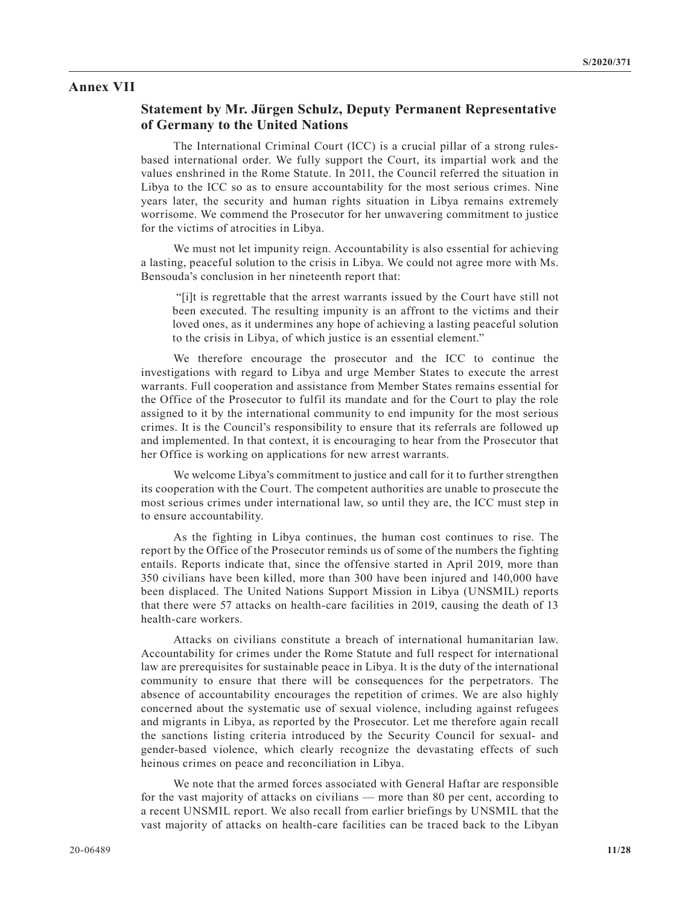# Annex VII

## Statement by Mr. Jürgen Schulz, Deputy Permanent Representative of Germany to the United Nations

The International Criminal Court (ICC) is a crucial pillar of a strong rules-based international order. We fully support the Court, its impartial work and the values enshrined in the Rome Statute. In 2011, the Council referred the situation in Libya to the ICC so as to ensure accountability for the most serious crimes. Nine years later, the security and human rights situation in Libya remains extremely worrisome. We commend the Prosecutor for her unwavering commitment to justice for the victims of atrocities in Libya.

We must not let impunity reign. Accountability is also essential for achieving a lasting, peaceful solution to the crisis in Libya. We could not agree more with Ms. Bensouda's conclusion in her nineteenth report that:

> "[i]t is regrettable that the arrest warrants issued by the Court have still not been executed. The resulting impunity is an affront to the victims and their loved ones, as it undermines any hope of achieving a lasting peaceful solution to the crisis in Libya, of which justice is an essential element."

We therefore encourage the prosecutor and the ICC to continue the investigations with regard to Libya and urge Member States to execute the arrest warrants. Full cooperation and assistance from Member States remains essential for the Office of the Prosecutor to fulfil its mandate and for the Court to play the role assigned to it by the international community to end impunity for the most serious crimes. It is the Council's responsibility to ensure that its referrals are followed up and implemented. In that context, it is encouraging to hear from the Prosecutor that her Office is working on applications for new arrest warrants.

We welcome Libya's commitment to justice and call for it to further strengthen its cooperation with the Court. The competent authorities are unable to prosecute the most serious crimes under international law, so until they are, the ICC must step in to ensure accountability.

As the fighting in Libya continues, the human cost continues to rise. The report by the Office of the Prosecutor reminds us of some of the numbers the fighting entails. Reports indicate that, since the offensive started in April 2019, more than 350 civilians have been killed, more than 300 have been injured and 140,000 have been displaced. The United Nations Support Mission in Libya (UNSMIL) reports that there were 57 attacks on health-care facilities in 2019, causing the death of 13 health-care workers.

Attacks on civilians constitute a breach of international humanitarian law. Accountability for crimes under the Rome Statute and full respect for international law are prerequisites for sustainable peace in Libya. It is the duty of the international community to ensure that there will be consequences for the perpetrators. The absence of accountability encourages the repetition of crimes. We are also highly concerned about the systematic use of sexual violence, including against refugees and migrants in Libya, as reported by the Prosecutor. Let me therefore again recall the sanctions listing criteria introduced by the Security Council for sexual- and gender-based violence, which clearly recognize the devastating effects of such heinous crimes on peace and reconciliation in Libya.

We note that the armed forces associated with General Haftar are responsible for the vast majority of attacks on civilians — more than 80 per cent, according to a recent UNSMIL report. We also recall from earlier briefings by UNSMIL that the vast majority of attacks on health-care facilities can be traced back to the Libyan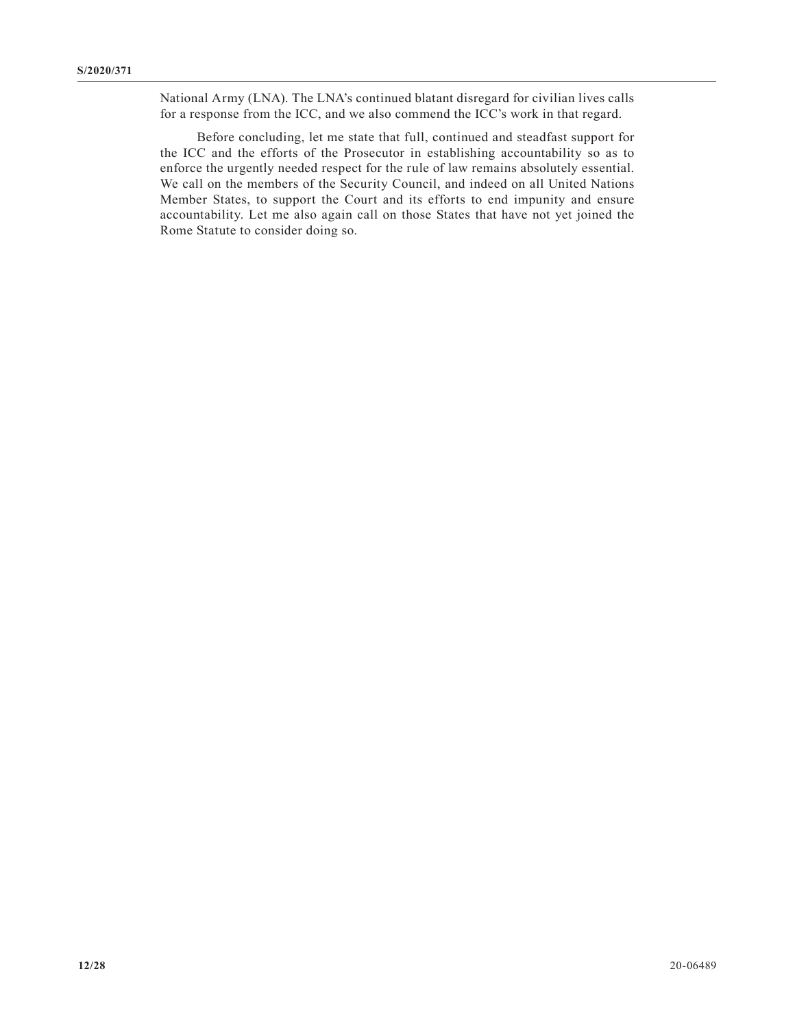National Army (LNA). The LNA's continued blatant disregard for civilian lives calls for a response from the ICC, and we also commend the ICC's work in that regard.

Before concluding, let me state that full, continued and steadfast support for the ICC and the efforts of the Prosecutor in establishing accountability so as to enforce the urgently needed respect for the rule of law remains absolutely essential. We call on the members of the Security Council, and indeed on all United Nations Member States, to support the Court and its efforts to end impunity and ensure accountability. Let me also again call on those States that have not yet joined the Rome Statute to consider doing so.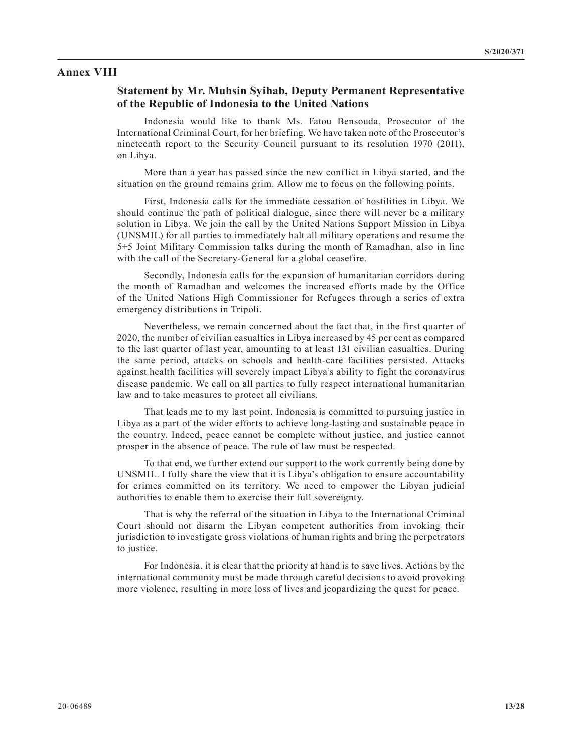## Annex VIII

### Statement by Mr. Muhsin Syihab, Deputy Permanent Representative of the Republic of Indonesia to the United Nations

Indonesia would like to thank Ms. Fatou Bensouda, Prosecutor of the International Criminal Court, for her briefing. We have taken note of the Prosecutor's nineteenth report to the Security Council pursuant to its resolution 1970 (2011), on Libya.

More than a year has passed since the new conflict in Libya started, and the situation on the ground remains grim. Allow me to focus on the following points.

First, Indonesia calls for the immediate cessation of hostilities in Libya. We should continue the path of political dialogue, since there will never be a military solution in Libya. We join the call by the United Nations Support Mission in Libya (UNSMIL) for all parties to immediately halt all military operations and resume the 5+5 Joint Military Commission talks during the month of Ramadhan, also in line with the call of the Secretary-General for a global ceasefire.

Secondly, Indonesia calls for the expansion of humanitarian corridors during the month of Ramadhan and welcomes the increased efforts made by the Office of the United Nations High Commissioner for Refugees through a series of extra emergency distributions in Tripoli.

Nevertheless, we remain concerned about the fact that, in the first quarter of 2020, the number of civilian casualties in Libya increased by 45 per cent as compared to the last quarter of last year, amounting to at least 131 civilian casualties. During the same period, attacks on schools and health-care facilities persisted. Attacks against health facilities will severely impact Libya's ability to fight the coronavirus disease pandemic. We call on all parties to fully respect international humanitarian law and to take measures to protect all civilians.

That leads me to my last point. Indonesia is committed to pursuing justice in Libya as a part of the wider efforts to achieve long-lasting and sustainable peace in the country. Indeed, peace cannot be complete without justice, and justice cannot prosper in the absence of peace. The rule of law must be respected.

To that end, we further extend our support to the work currently being done by UNSMIL. I fully share the view that it is Libya's obligation to ensure accountability for crimes committed on its territory. We need to empower the Libyan judicial authorities to enable them to exercise their full sovereignty.

That is why the referral of the situation in Libya to the International Criminal Court should not disarm the Libyan competent authorities from invoking their jurisdiction to investigate gross violations of human rights and bring the perpetrators to justice.

For Indonesia, it is clear that the priority at hand is to save lives. Actions by the international community must be made through careful decisions to avoid provoking more violence, resulting in more loss of lives and jeopardizing the quest for peace.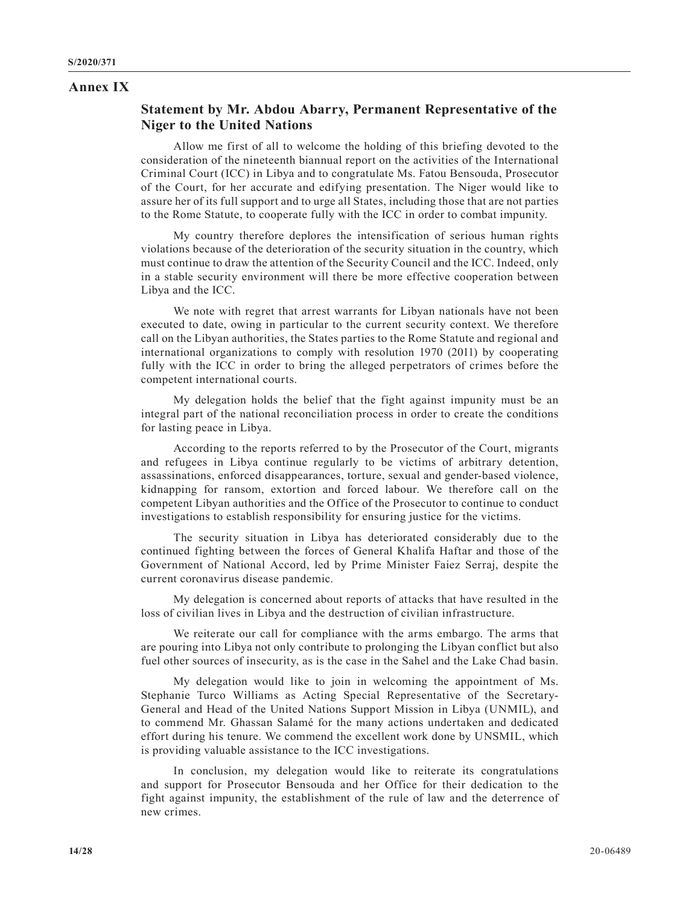## Annex IX

### Statement by Mr. Abdou Abarry, Permanent Representative of the Niger to the United Nations

Allow me first of all to welcome the holding of this briefing devoted to the consideration of the nineteenth biannual report on the activities of the International Criminal Court (ICC) in Libya and to congratulate Ms. Fatou Bensouda, Prosecutor of the Court, for her accurate and edifying presentation. The Niger would like to assure her of its full support and to urge all States, including those that are not parties to the Rome Statute, to cooperate fully with the ICC in order to combat impunity.

My country therefore deplores the intensification of serious human rights violations because of the deterioration of the security situation in the country, which must continue to draw the attention of the Security Council and the ICC. Indeed, only in a stable security environment will there be more effective cooperation between Libya and the ICC.

We note with regret that arrest warrants for Libyan nationals have not been executed to date, owing in particular to the current security context. We therefore call on the Libyan authorities, the States parties to the Rome Statute and regional and international organizations to comply with resolution 1970 (2011) by cooperating fully with the ICC in order to bring the alleged perpetrators of crimes before the competent international courts.

My delegation holds the belief that the fight against impunity must be an integral part of the national reconciliation process in order to create the conditions for lasting peace in Libya.

According to the reports referred to by the Prosecutor of the Court, migrants and refugees in Libya continue regularly to be victims of arbitrary detention, assassinations, enforced disappearances, torture, sexual and gender-based violence, kidnapping for ransom, extortion and forced labour. We therefore call on the competent Libyan authorities and the Office of the Prosecutor to continue to conduct investigations to establish responsibility for ensuring justice for the victims.

The security situation in Libya has deteriorated considerably due to the continued fighting between the forces of General Khalifa Haftar and those of the Government of National Accord, led by Prime Minister Faiez Serraj, despite the current coronavirus disease pandemic.

My delegation is concerned about reports of attacks that have resulted in the loss of civilian lives in Libya and the destruction of civilian infrastructure.

We reiterate our call for compliance with the arms embargo. The arms that are pouring into Libya not only contribute to prolonging the Libyan conflict but also fuel other sources of insecurity, as is the case in the Sahel and the Lake Chad basin.

My delegation would like to join in welcoming the appointment of Ms. Stephanie Turco Williams as Acting Special Representative of the Secretary-General and Head of the United Nations Support Mission in Libya (UNMIL), and to commend Mr. Ghassan Salamé for the many actions undertaken and dedicated effort during his tenure. We commend the excellent work done by UNSMIL, which is providing valuable assistance to the ICC investigations.

In conclusion, my delegation would like to reiterate its congratulations and support for Prosecutor Bensouda and her Office for their dedication to the fight against impunity, the establishment of the rule of law and the deterrence of new crimes.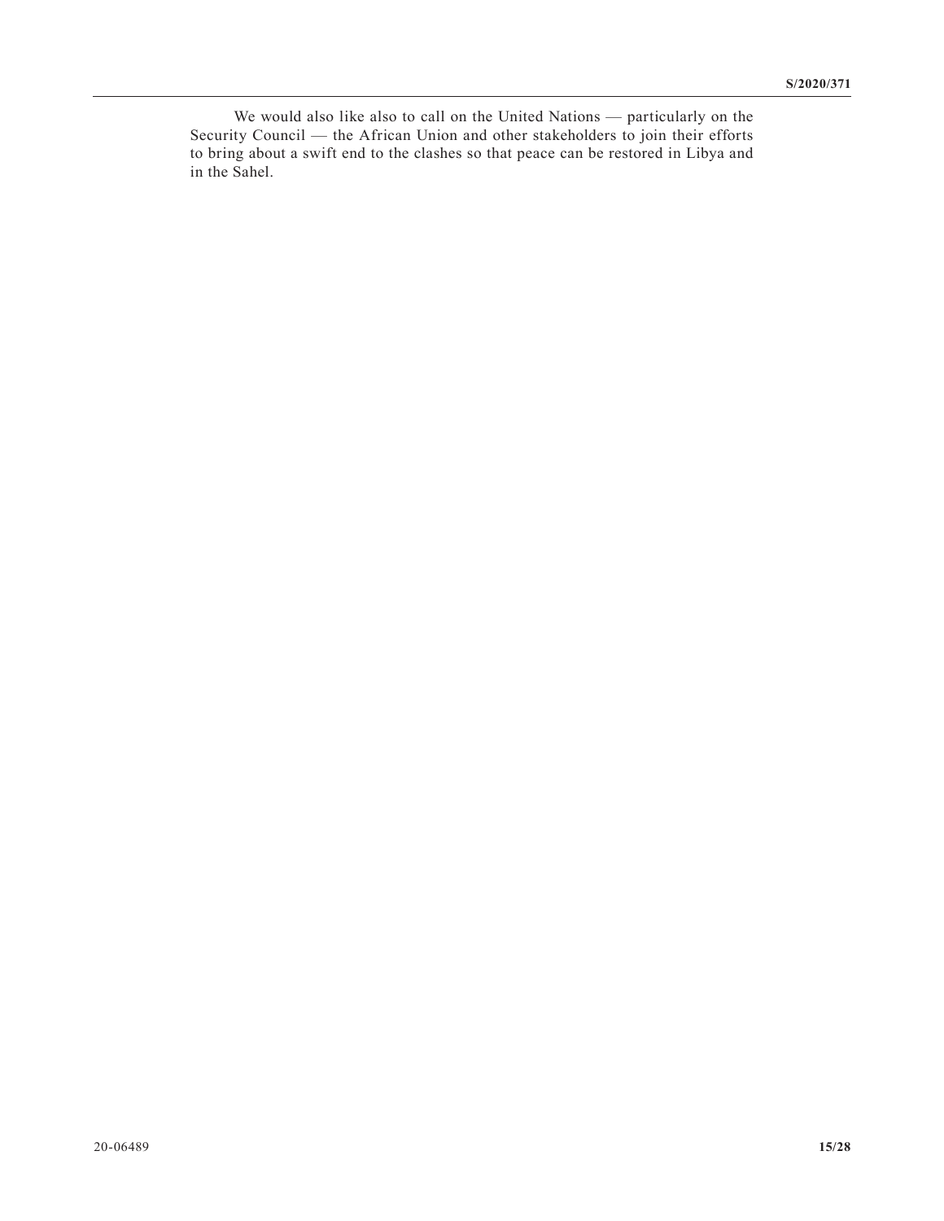We would also like also to call on the United Nations — particularly on the Security Council — the African Union and other stakeholders to join their efforts to bring about a swift end to the clashes so that peace can be restored in Libya and in the Sahel.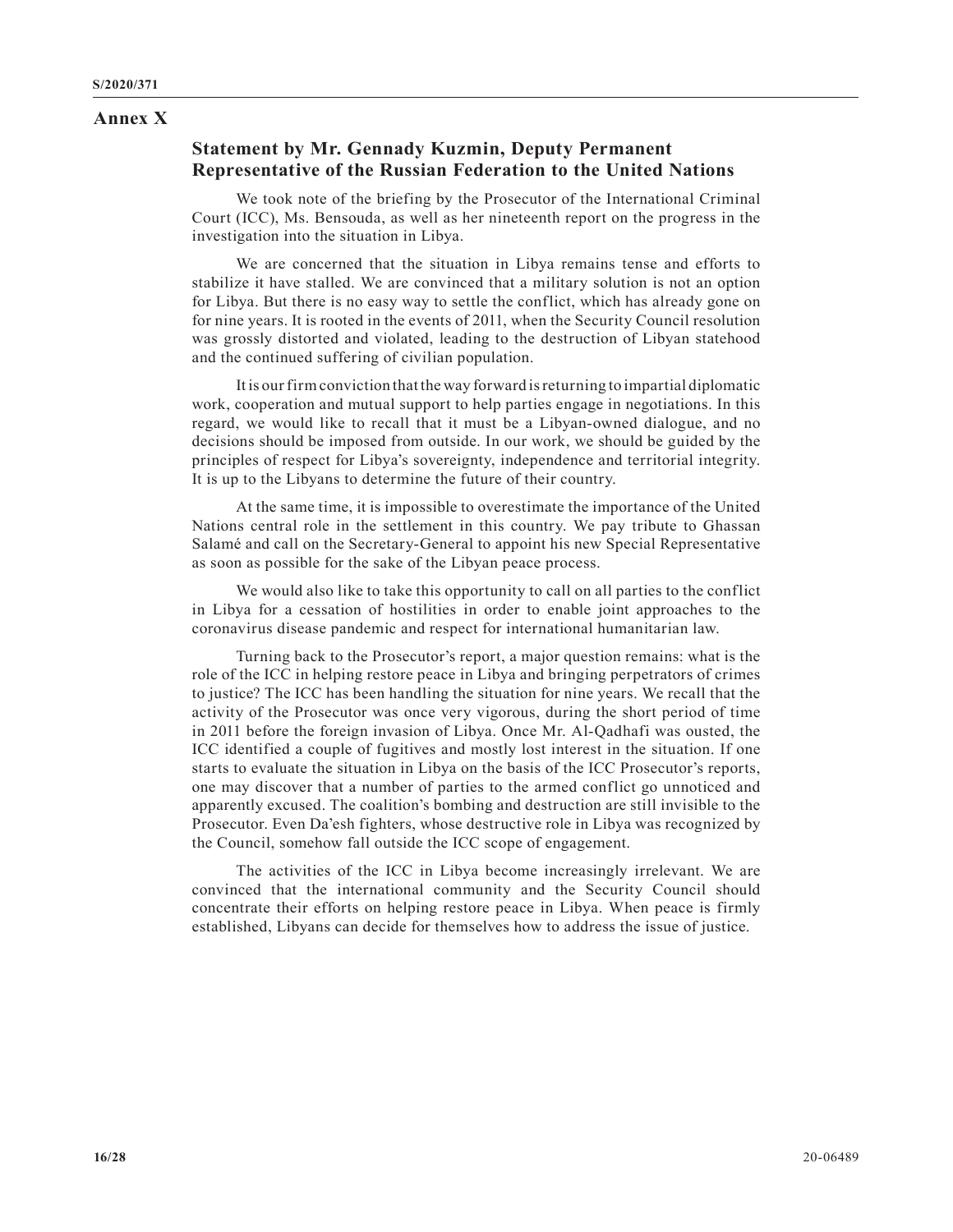## Annex X

### Statement by Mr. Gennady Kuzmin, Deputy Permanent Representative of the Russian Federation to the United Nations

We took note of the briefing by the Prosecutor of the International Criminal Court (ICC), Ms. Bensouda, as well as her nineteenth report on the progress in the investigation into the situation in Libya.

We are concerned that the situation in Libya remains tense and efforts to stabilize it have stalled. We are convinced that a military solution is not an option for Libya. But there is no easy way to settle the conflict, which has already gone on for nine years. It is rooted in the events of 2011, when the Security Council resolution was grossly distorted and violated, leading to the destruction of Libyan statehood and the continued suffering of civilian population.

It is our firm conviction that the way forward is returning to impartial diplomatic work, cooperation and mutual support to help parties engage in negotiations. In this regard, we would like to recall that it must be a Libyan-owned dialogue, and no decisions should be imposed from outside. In our work, we should be guided by the principles of respect for Libya's sovereignty, independence and territorial integrity. It is up to the Libyans to determine the future of their country.

At the same time, it is impossible to overestimate the importance of the United Nations central role in the settlement in this country. We pay tribute to Ghassan Salamé and call on the Secretary-General to appoint his new Special Representative as soon as possible for the sake of the Libyan peace process.

We would also like to take this opportunity to call on all parties to the conflict in Libya for a cessation of hostilities in order to enable joint approaches to the coronavirus disease pandemic and respect for international humanitarian law.

Turning back to the Prosecutor's report, a major question remains: what is the role of the ICC in helping restore peace in Libya and bringing perpetrators of crimes to justice? The ICC has been handling the situation for nine years. We recall that the activity of the Prosecutor was once very vigorous, during the short period of time in 2011 before the foreign invasion of Libya. Once Mr. Al-Qadhafi was ousted, the ICC identified a couple of fugitives and mostly lost interest in the situation. If one starts to evaluate the situation in Libya on the basis of the ICC Prosecutor's reports, one may discover that a number of parties to the armed conflict go unnoticed and apparently excused. The coalition's bombing and destruction are still invisible to the Prosecutor. Even Da'esh fighters, whose destructive role in Libya was recognized by the Council, somehow fall outside the ICC scope of engagement.

The activities of the ICC in Libya become increasingly irrelevant. We are convinced that the international community and the Security Council should concentrate their efforts on helping restore peace in Libya. When peace is firmly established, Libyans can decide for themselves how to address the issue of justice.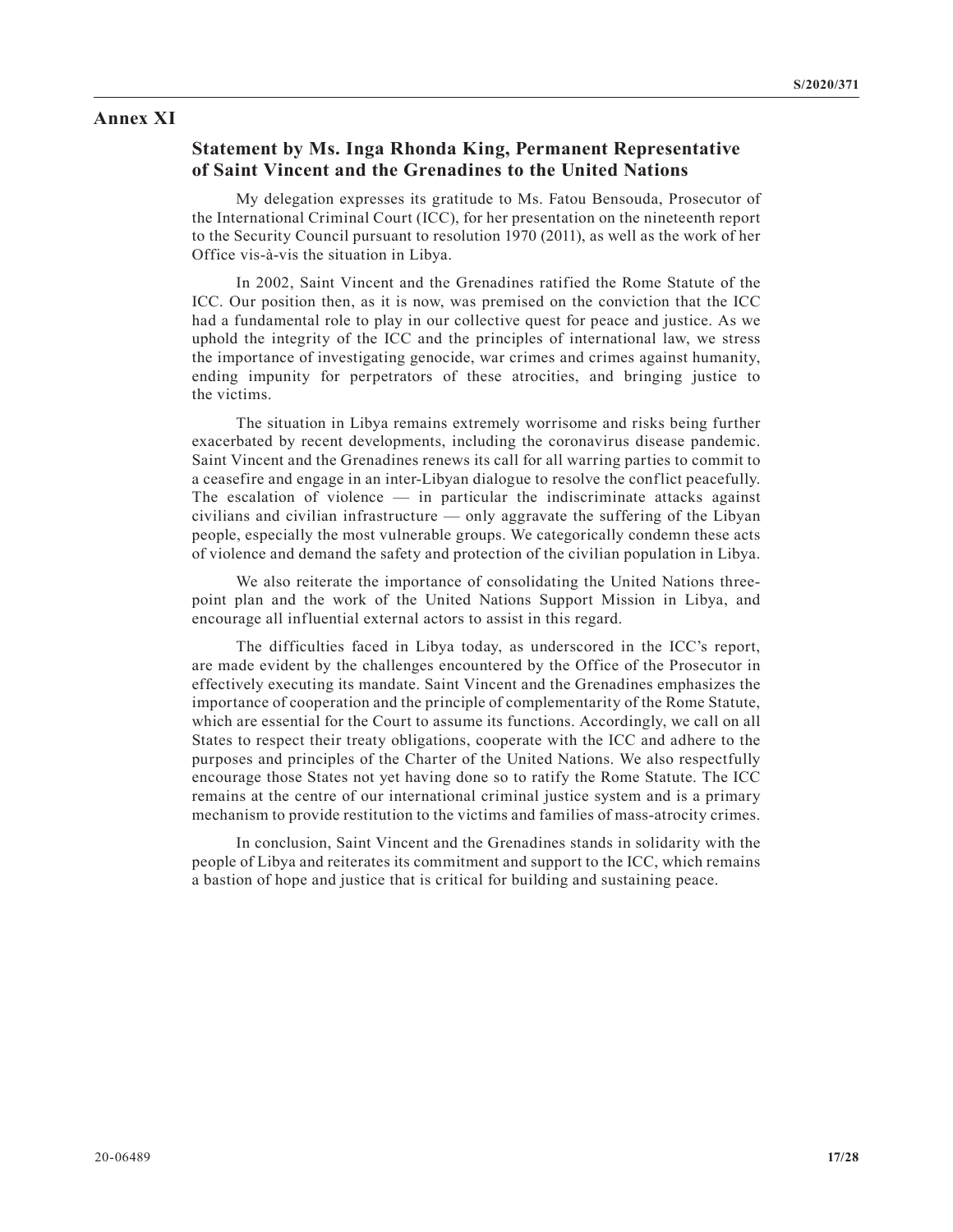## Annex XI

### Statement by Ms. Inga Rhonda King, Permanent Representative of Saint Vincent and the Grenadines to the United Nations

My delegation expresses its gratitude to Ms. Fatou Bensouda, Prosecutor of the International Criminal Court (ICC), for her presentation on the nineteenth report to the Security Council pursuant to resolution 1970 (2011), as well as the work of her Office vis-à-vis the situation in Libya.

In 2002, Saint Vincent and the Grenadines ratified the Rome Statute of the ICC. Our position then, as it is now, was premised on the conviction that the ICC had a fundamental role to play in our collective quest for peace and justice. As we uphold the integrity of the ICC and the principles of international law, we stress the importance of investigating genocide, war crimes and crimes against humanity, ending impunity for perpetrators of these atrocities, and bringing justice to the victims.

The situation in Libya remains extremely worrisome and risks being further exacerbated by recent developments, including the coronavirus disease pandemic. Saint Vincent and the Grenadines renews its call for all warring parties to commit to a ceasefire and engage in an inter-Libyan dialogue to resolve the conflict peacefully. The escalation of violence — in particular the indiscriminate attacks against civilians and civilian infrastructure — only aggravate the suffering of the Libyan people, especially the most vulnerable groups. We categorically condemn these acts of violence and demand the safety and protection of the civilian population in Libya.

We also reiterate the importance of consolidating the United Nations three-point plan and the work of the United Nations Support Mission in Libya, and encourage all influential external actors to assist in this regard.

The difficulties faced in Libya today, as underscored in the ICC's report, are made evident by the challenges encountered by the Office of the Prosecutor in effectively executing its mandate. Saint Vincent and the Grenadines emphasizes the importance of cooperation and the principle of complementarity of the Rome Statute, which are essential for the Court to assume its functions. Accordingly, we call on all States to respect their treaty obligations, cooperate with the ICC and adhere to the purposes and principles of the Charter of the United Nations. We also respectfully encourage those States not yet having done so to ratify the Rome Statute. The ICC remains at the centre of our international criminal justice system and is a primary mechanism to provide restitution to the victims and families of mass-atrocity crimes.

In conclusion, Saint Vincent and the Grenadines stands in solidarity with the people of Libya and reiterates its commitment and support to the ICC, which remains a bastion of hope and justice that is critical for building and sustaining peace.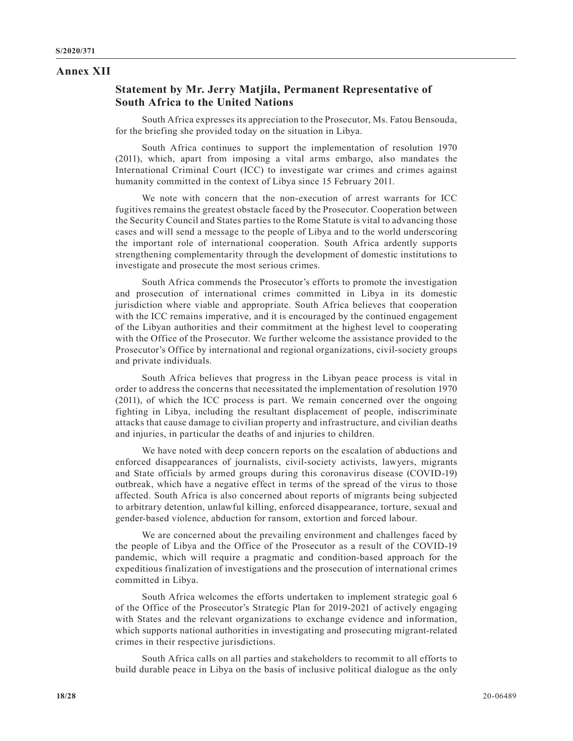## Annex XII

### Statement by Mr. Jerry Matjila, Permanent Representative of South Africa to the United Nations

South Africa expresses its appreciation to the Prosecutor, Ms. Fatou Bensouda, for the briefing she provided today on the situation in Libya.

South Africa continues to support the implementation of resolution 1970 (2011), which, apart from imposing a vital arms embargo, also mandates the International Criminal Court (ICC) to investigate war crimes and crimes against humanity committed in the context of Libya since 15 February 2011.

We note with concern that the non-execution of arrest warrants for ICC fugitives remains the greatest obstacle faced by the Prosecutor. Cooperation between the Security Council and States parties to the Rome Statute is vital to advancing those cases and will send a message to the people of Libya and to the world underscoring the important role of international cooperation. South Africa ardently supports strengthening complementarity through the development of domestic institutions to investigate and prosecute the most serious crimes.

South Africa commends the Prosecutor's efforts to promote the investigation and prosecution of international crimes committed in Libya in its domestic jurisdiction where viable and appropriate. South Africa believes that cooperation with the ICC remains imperative, and it is encouraged by the continued engagement of the Libyan authorities and their commitment at the highest level to cooperating with the Office of the Prosecutor. We further welcome the assistance provided to the Prosecutor's Office by international and regional organizations, civil-society groups and private individuals.

South Africa believes that progress in the Libyan peace process is vital in order to address the concerns that necessitated the implementation of resolution 1970 (2011), of which the ICC process is part. We remain concerned over the ongoing fighting in Libya, including the resultant displacement of people, indiscriminate attacks that cause damage to civilian property and infrastructure, and civilian deaths and injuries, in particular the deaths of and injuries to children.

We have noted with deep concern reports on the escalation of abductions and enforced disappearances of journalists, civil-society activists, lawyers, migrants and State officials by armed groups during this coronavirus disease (COVID-19) outbreak, which have a negative effect in terms of the spread of the virus to those affected. South Africa is also concerned about reports of migrants being subjected to arbitrary detention, unlawful killing, enforced disappearance, torture, sexual and gender-based violence, abduction for ransom, extortion and forced labour.

We are concerned about the prevailing environment and challenges faced by the people of Libya and the Office of the Prosecutor as a result of the COVID-19 pandemic, which will require a pragmatic and condition-based approach for the expeditious finalization of investigations and the prosecution of international crimes committed in Libya.

South Africa welcomes the efforts undertaken to implement strategic goal 6 of the Office of the Prosecutor's Strategic Plan for 2019-2021 of actively engaging with States and the relevant organizations to exchange evidence and information, which supports national authorities in investigating and prosecuting migrant-related crimes in their respective jurisdictions.

South Africa calls on all parties and stakeholders to recommit to all efforts to build durable peace in Libya on the basis of inclusive political dialogue as the only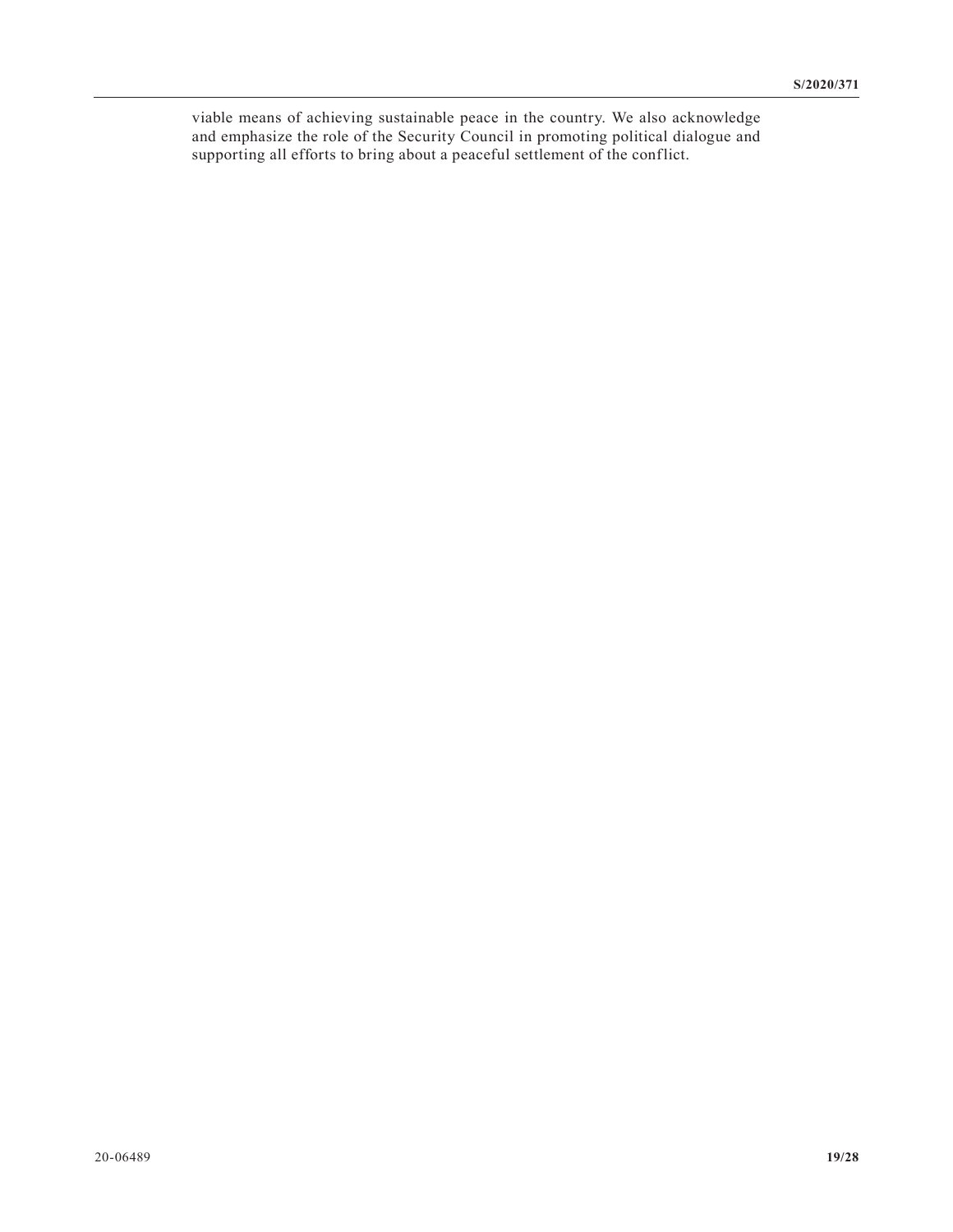viable means of achieving sustainable peace in the country. We also acknowledge and emphasize the role of the Security Council in promoting political dialogue and supporting all efforts to bring about a peaceful settlement of the conflict.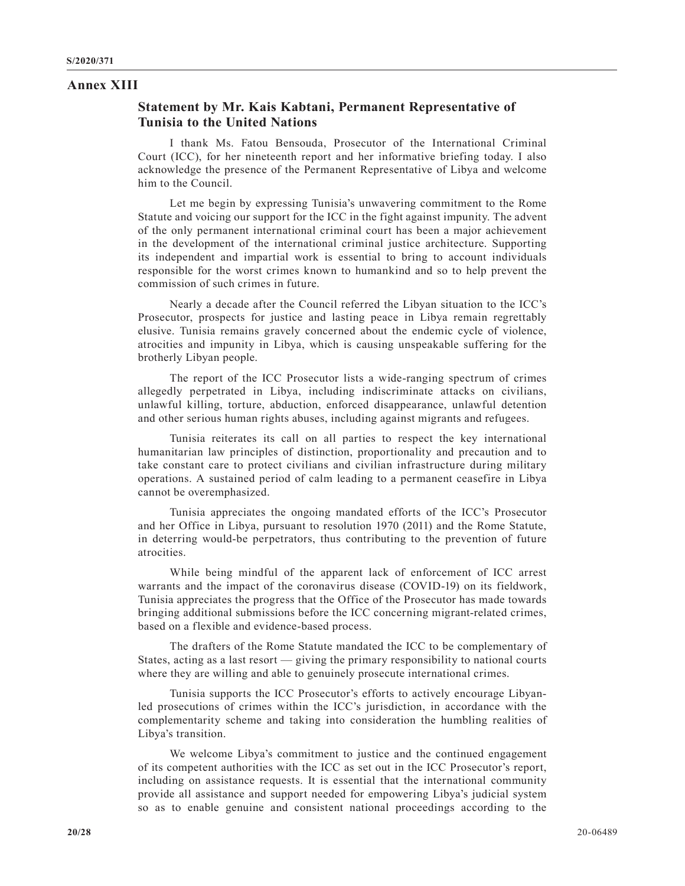## Annex XIII

### Statement by Mr. Kais Kabtani, Permanent Representative of Tunisia to the United Nations

I thank Ms. Fatou Bensouda, Prosecutor of the International Criminal Court (ICC), for her nineteenth report and her informative briefing today. I also acknowledge the presence of the Permanent Representative of Libya and welcome him to the Council.

Let me begin by expressing Tunisia's unwavering commitment to the Rome Statute and voicing our support for the ICC in the fight against impunity. The advent of the only permanent international criminal court has been a major achievement in the development of the international criminal justice architecture. Supporting its independent and impartial work is essential to bring to account individuals responsible for the worst crimes known to humankind and so to help prevent the commission of such crimes in future.

Nearly a decade after the Council referred the Libyan situation to the ICC's Prosecutor, prospects for justice and lasting peace in Libya remain regrettably elusive. Tunisia remains gravely concerned about the endemic cycle of violence, atrocities and impunity in Libya, which is causing unspeakable suffering for the brotherly Libyan people.

The report of the ICC Prosecutor lists a wide-ranging spectrum of crimes allegedly perpetrated in Libya, including indiscriminate attacks on civilians, unlawful killing, torture, abduction, enforced disappearance, unlawful detention and other serious human rights abuses, including against migrants and refugees.

Tunisia reiterates its call on all parties to respect the key international humanitarian law principles of distinction, proportionality and precaution and to take constant care to protect civilians and civilian infrastructure during military operations. A sustained period of calm leading to a permanent ceasefire in Libya cannot be overemphasized.

Tunisia appreciates the ongoing mandated efforts of the ICC's Prosecutor and her Office in Libya, pursuant to resolution 1970 (2011) and the Rome Statute, in deterring would-be perpetrators, thus contributing to the prevention of future atrocities.

While being mindful of the apparent lack of enforcement of ICC arrest warrants and the impact of the coronavirus disease (COVID-19) on its fieldwork, Tunisia appreciates the progress that the Office of the Prosecutor has made towards bringing additional submissions before the ICC concerning migrant-related crimes, based on a flexible and evidence-based process.

The drafters of the Rome Statute mandated the ICC to be complementary of States, acting as a last resort — giving the primary responsibility to national courts where they are willing and able to genuinely prosecute international crimes.

Tunisia supports the ICC Prosecutor's efforts to actively encourage Libyan-led prosecutions of crimes within the ICC's jurisdiction, in accordance with the complementarity scheme and taking into consideration the humbling realities of Libya's transition.

We welcome Libya's commitment to justice and the continued engagement of its competent authorities with the ICC as set out in the ICC Prosecutor's report, including on assistance requests. It is essential that the international community provide all assistance and support needed for empowering Libya's judicial system so as to enable genuine and consistent national proceedings according to the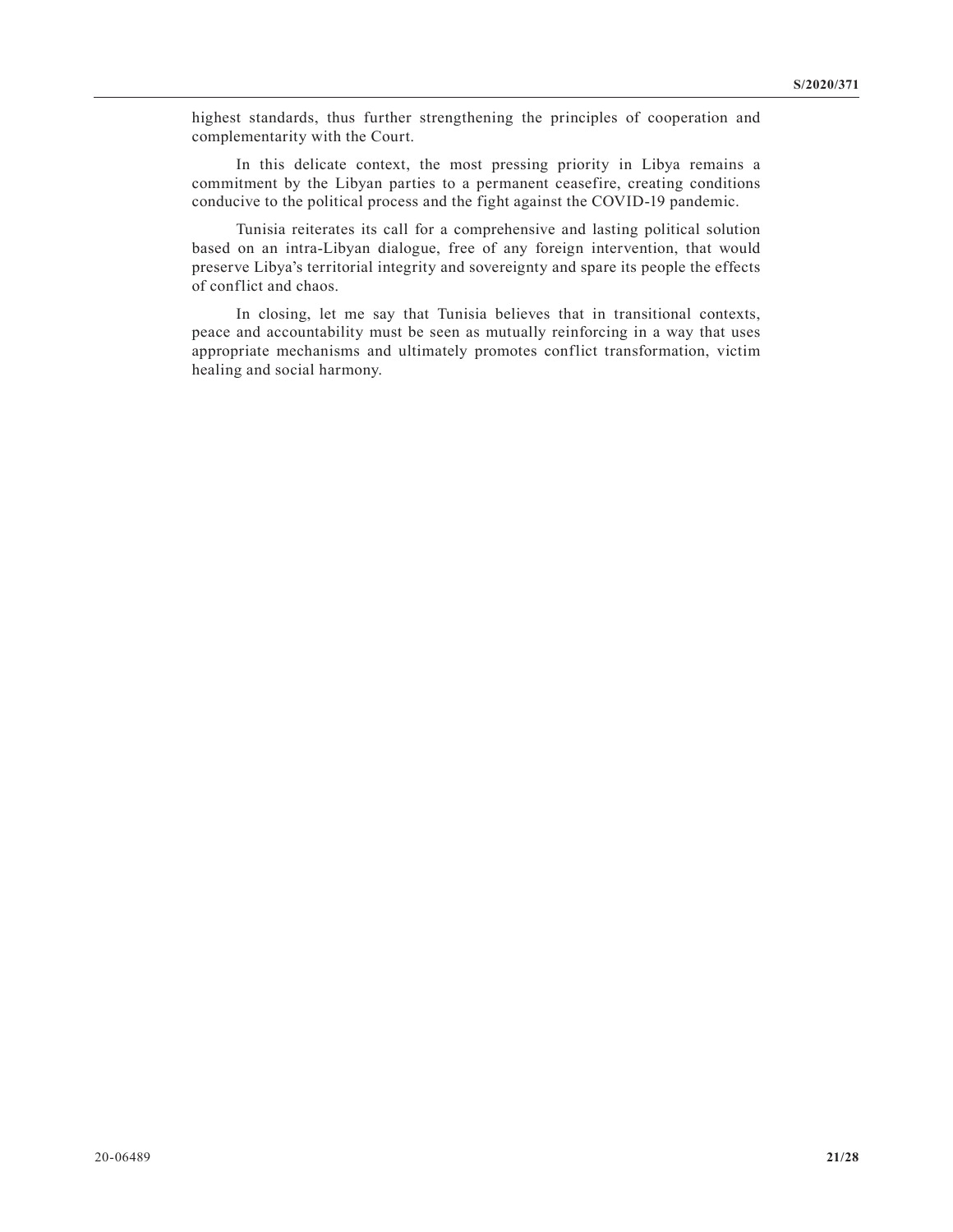highest standards, thus further strengthening the principles of cooperation and complementarity with the Court.

In this delicate context, the most pressing priority in Libya remains a commitment by the Libyan parties to a permanent ceasefire, creating conditions conducive to the political process and the fight against the COVID-19 pandemic.

Tunisia reiterates its call for a comprehensive and lasting political solution based on an intra-Libyan dialogue, free of any foreign intervention, that would preserve Libya's territorial integrity and sovereignty and spare its people the effects of conflict and chaos.

In closing, let me say that Tunisia believes that in transitional contexts, peace and accountability must be seen as mutually reinforcing in a way that uses appropriate mechanisms and ultimately promotes conflict transformation, victim healing and social harmony.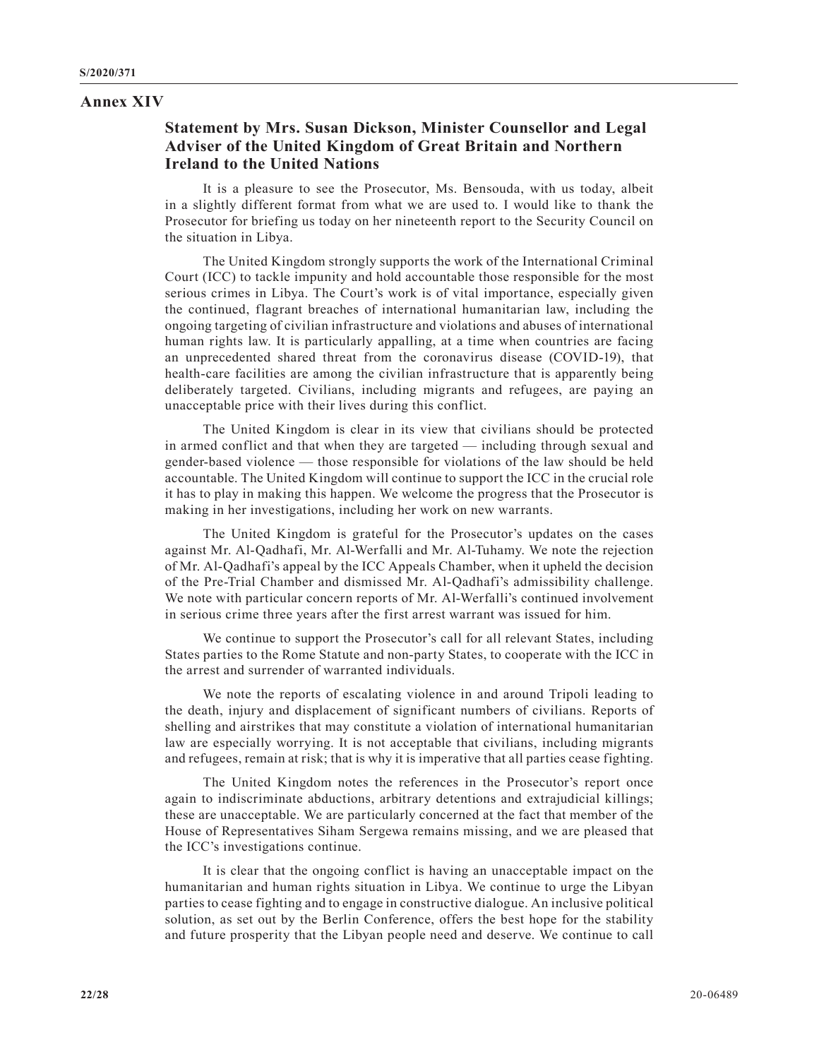## Annex XIV

### Statement by Mrs. Susan Dickson, Minister Counsellor and Legal Adviser of the United Kingdom of Great Britain and Northern Ireland to the United Nations

It is a pleasure to see the Prosecutor, Ms. Bensouda, with us today, albeit in a slightly different format from what we are used to. I would like to thank the Prosecutor for briefing us today on her nineteenth report to the Security Council on the situation in Libya.

The United Kingdom strongly supports the work of the International Criminal Court (ICC) to tackle impunity and hold accountable those responsible for the most serious crimes in Libya. The Court's work is of vital importance, especially given the continued, flagrant breaches of international humanitarian law, including the ongoing targeting of civilian infrastructure and violations and abuses of international human rights law. It is particularly appalling, at a time when countries are facing an unprecedented shared threat from the coronavirus disease (COVID-19), that health-care facilities are among the civilian infrastructure that is apparently being deliberately targeted. Civilians, including migrants and refugees, are paying an unacceptable price with their lives during this conflict.

The United Kingdom is clear in its view that civilians should be protected in armed conflict and that when they are targeted — including through sexual and gender-based violence — those responsible for violations of the law should be held accountable. The United Kingdom will continue to support the ICC in the crucial role it has to play in making this happen. We welcome the progress that the Prosecutor is making in her investigations, including her work on new warrants.

The United Kingdom is grateful for the Prosecutor's updates on the cases against Mr. Al-Qadhafi, Mr. Al-Werfalli and Mr. Al-Tuhamy. We note the rejection of Mr. Al-Qadhafi's appeal by the ICC Appeals Chamber, when it upheld the decision of the Pre-Trial Chamber and dismissed Mr. Al-Qadhafi's admissibility challenge. We note with particular concern reports of Mr. Al-Werfalli's continued involvement in serious crime three years after the first arrest warrant was issued for him.

We continue to support the Prosecutor's call for all relevant States, including States parties to the Rome Statute and non-party States, to cooperate with the ICC in the arrest and surrender of warranted individuals.

We note the reports of escalating violence in and around Tripoli leading to the death, injury and displacement of significant numbers of civilians. Reports of shelling and airstrikes that may constitute a violation of international humanitarian law are especially worrying. It is not acceptable that civilians, including migrants and refugees, remain at risk; that is why it is imperative that all parties cease fighting.

The United Kingdom notes the references in the Prosecutor's report once again to indiscriminate abductions, arbitrary detentions and extrajudicial killings; these are unacceptable. We are particularly concerned at the fact that member of the House of Representatives Siham Sergewa remains missing, and we are pleased that the ICC's investigations continue.

It is clear that the ongoing conflict is having an unacceptable impact on the humanitarian and human rights situation in Libya. We continue to urge the Libyan parties to cease fighting and to engage in constructive dialogue. An inclusive political solution, as set out by the Berlin Conference, offers the best hope for the stability and future prosperity that the Libyan people need and deserve. We continue to call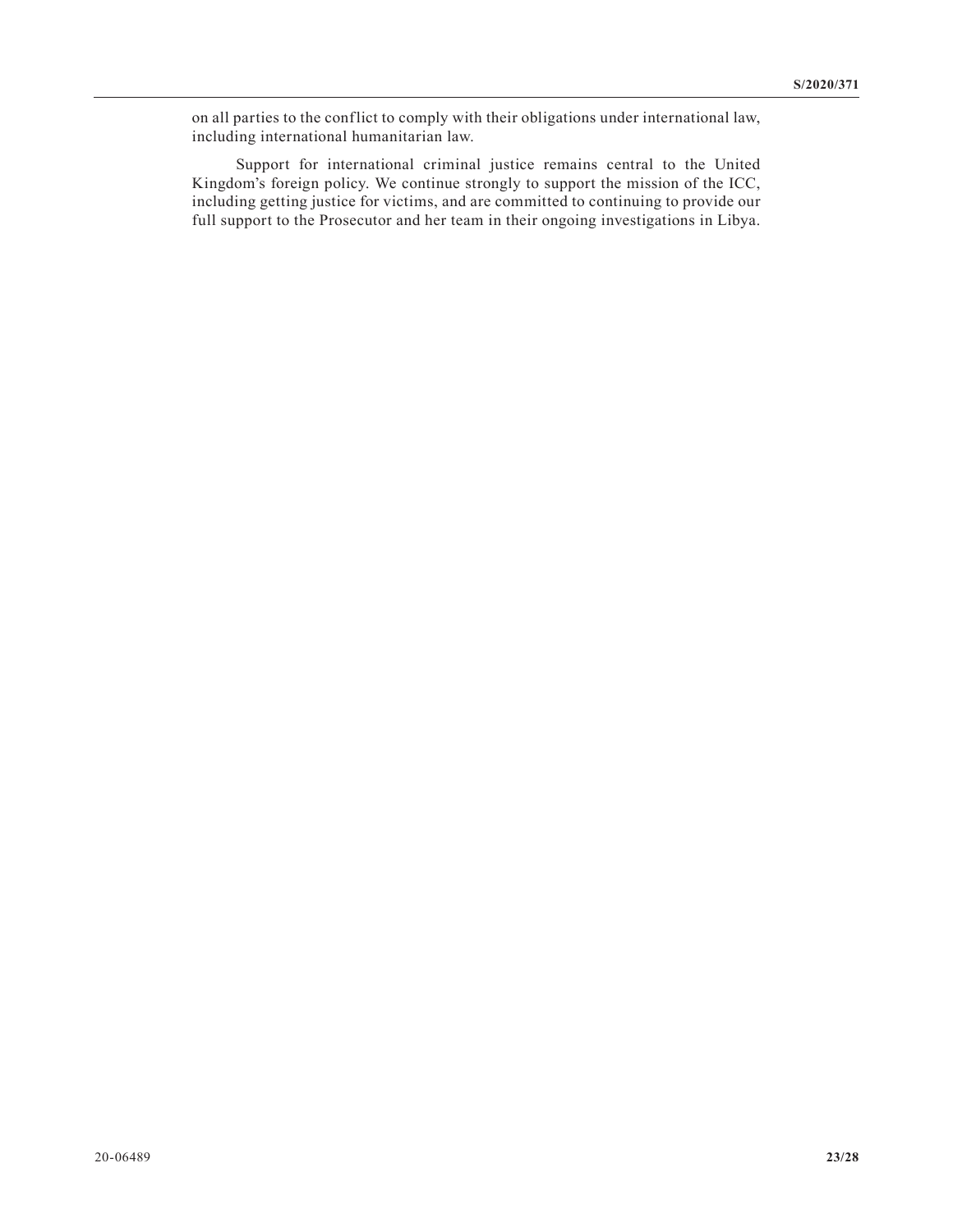on all parties to the conflict to comply with their obligations under international law, including international humanitarian law.

Support for international criminal justice remains central to the United Kingdom's foreign policy. We continue strongly to support the mission of the ICC, including getting justice for victims, and are committed to continuing to provide our full support to the Prosecutor and her team in their ongoing investigations in Libya.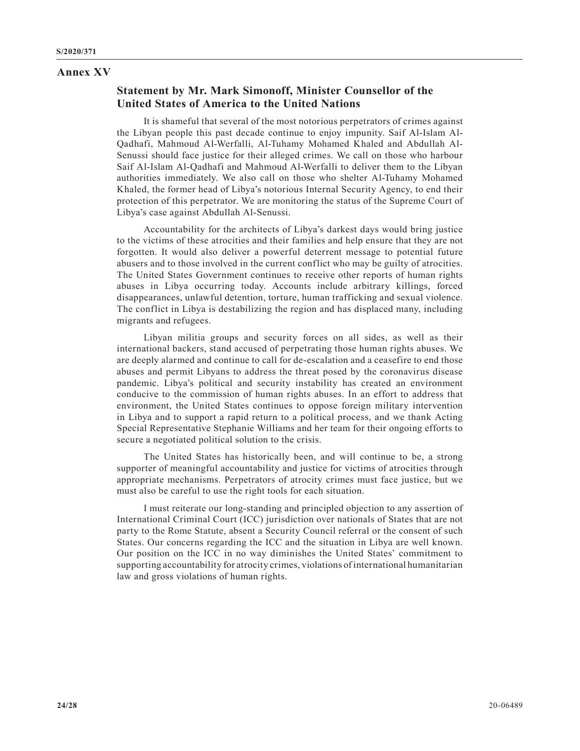# Annex XV

## Statement by Mr. Mark Simonoff, Minister Counsellor of the United States of America to the United Nations

It is shameful that several of the most notorious perpetrators of crimes against the Libyan people this past decade continue to enjoy impunity. Saif Al-Islam Al-Qadhafi, Mahmoud Al-Werfalli, Al-Tuhamy Mohamed Khaled and Abdullah Al-Senussi should face justice for their alleged crimes. We call on those who harbour Saif Al-Islam Al-Qadhafi and Mahmoud Al-Werfalli to deliver them to the Libyan authorities immediately. We also call on those who shelter Al-Tuhamy Mohamed Khaled, the former head of Libya's notorious Internal Security Agency, to end their protection of this perpetrator. We are monitoring the status of the Supreme Court of Libya's case against Abdullah Al-Senussi.

Accountability for the architects of Libya's darkest days would bring justice to the victims of these atrocities and their families and help ensure that they are not forgotten. It would also deliver a powerful deterrent message to potential future abusers and to those involved in the current conflict who may be guilty of atrocities. The United States Government continues to receive other reports of human rights abuses in Libya occurring today. Accounts include arbitrary killings, forced disappearances, unlawful detention, torture, human trafficking and sexual violence. The conflict in Libya is destabilizing the region and has displaced many, including migrants and refugees.

Libyan militia groups and security forces on all sides, as well as their international backers, stand accused of perpetrating those human rights abuses. We are deeply alarmed and continue to call for de-escalation and a ceasefire to end those abuses and permit Libyans to address the threat posed by the coronavirus disease pandemic. Libya's political and security instability has created an environment conducive to the commission of human rights abuses. In an effort to address that environment, the United States continues to oppose foreign military intervention in Libya and to support a rapid return to a political process, and we thank Acting Special Representative Stephanie Williams and her team for their ongoing efforts to secure a negotiated political solution to the crisis.

The United States has historically been, and will continue to be, a strong supporter of meaningful accountability and justice for victims of atrocities through appropriate mechanisms. Perpetrators of atrocity crimes must face justice, but we must also be careful to use the right tools for each situation.

I must reiterate our long-standing and principled objection to any assertion of International Criminal Court (ICC) jurisdiction over nationals of States that are not party to the Rome Statute, absent a Security Council referral or the consent of such States. Our concerns regarding the ICC and the situation in Libya are well known. Our position on the ICC in no way diminishes the United States' commitment to supporting accountability for atrocity crimes, violations of international humanitarian law and gross violations of human rights.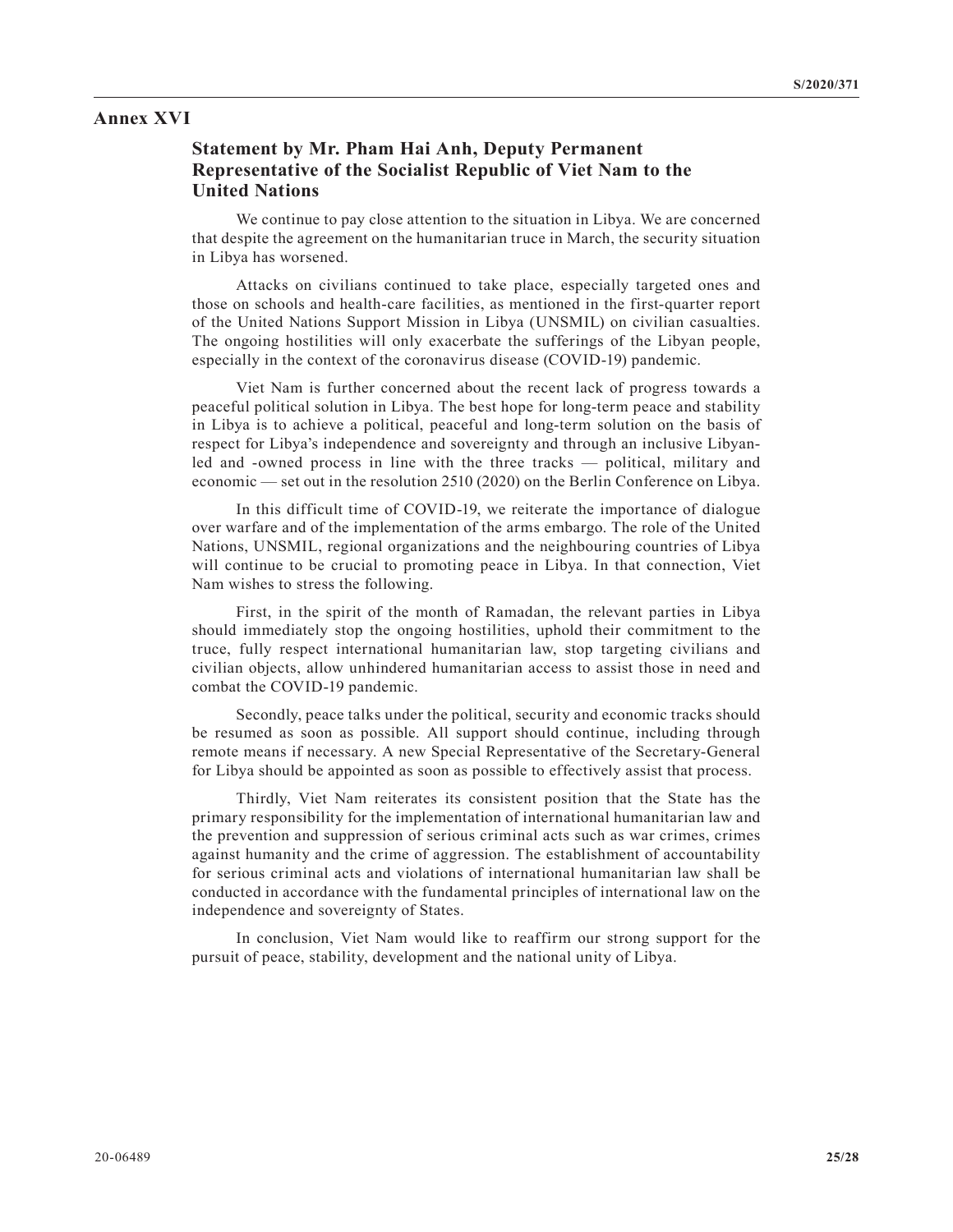# Annex XVI

## Statement by Mr. Pham Hai Anh, Deputy Permanent Representative of the Socialist Republic of Viet Nam to the United Nations

We continue to pay close attention to the situation in Libya. We are concerned that despite the agreement on the humanitarian truce in March, the security situation in Libya has worsened.

Attacks on civilians continued to take place, especially targeted ones and those on schools and health-care facilities, as mentioned in the first-quarter report of the United Nations Support Mission in Libya (UNSMIL) on civilian casualties. The ongoing hostilities will only exacerbate the sufferings of the Libyan people, especially in the context of the coronavirus disease (COVID-19) pandemic.

Viet Nam is further concerned about the recent lack of progress towards a peaceful political solution in Libya. The best hope for long-term peace and stability in Libya is to achieve a political, peaceful and long-term solution on the basis of respect for Libya's independence and sovereignty and through an inclusive Libyan-led and -owned process in line with the three tracks — political, military and economic — set out in the resolution 2510 (2020) on the Berlin Conference on Libya.

In this difficult time of COVID-19, we reiterate the importance of dialogue over warfare and of the implementation of the arms embargo. The role of the United Nations, UNSMIL, regional organizations and the neighbouring countries of Libya will continue to be crucial to promoting peace in Libya. In that connection, Viet Nam wishes to stress the following.

First, in the spirit of the month of Ramadan, the relevant parties in Libya should immediately stop the ongoing hostilities, uphold their commitment to the truce, fully respect international humanitarian law, stop targeting civilians and civilian objects, allow unhindered humanitarian access to assist those in need and combat the COVID-19 pandemic.

Secondly, peace talks under the political, security and economic tracks should be resumed as soon as possible. All support should continue, including through remote means if necessary. A new Special Representative of the Secretary-General for Libya should be appointed as soon as possible to effectively assist that process.

Thirdly, Viet Nam reiterates its consistent position that the State has the primary responsibility for the implementation of international humanitarian law and the prevention and suppression of serious criminal acts such as war crimes, crimes against humanity and the crime of aggression. The establishment of accountability for serious criminal acts and violations of international humanitarian law shall be conducted in accordance with the fundamental principles of international law on the independence and sovereignty of States.

In conclusion, Viet Nam would like to reaffirm our strong support for the pursuit of peace, stability, development and the national unity of Libya.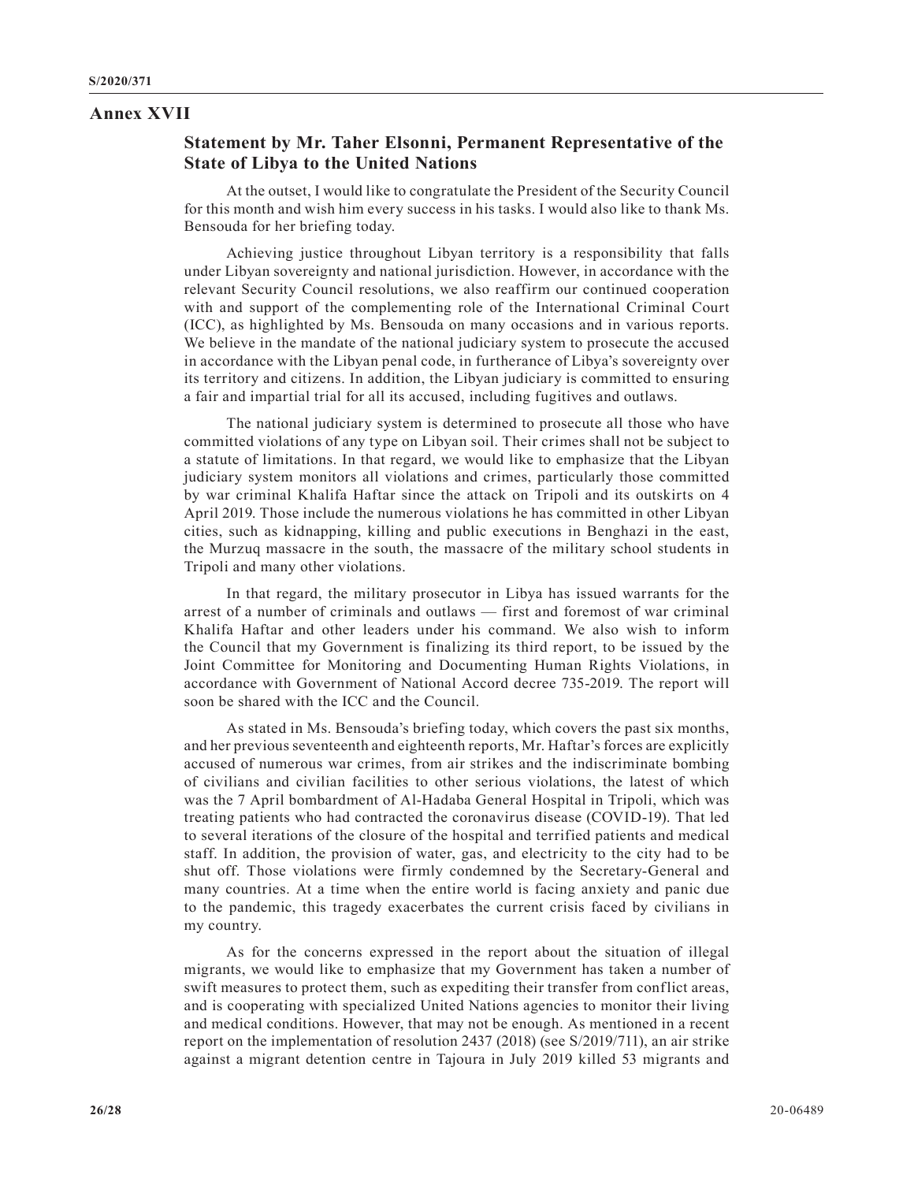## Annex XVII

### Statement by Mr. Taher Elsonni, Permanent Representative of the State of Libya to the United Nations

At the outset, I would like to congratulate the President of the Security Council for this month and wish him every success in his tasks. I would also like to thank Ms. Bensouda for her briefing today.

Achieving justice throughout Libyan territory is a responsibility that falls under Libyan sovereignty and national jurisdiction. However, in accordance with the relevant Security Council resolutions, we also reaffirm our continued cooperation with and support of the complementing role of the International Criminal Court (ICC), as highlighted by Ms. Bensouda on many occasions and in various reports. We believe in the mandate of the national judiciary system to prosecute the accused in accordance with the Libyan penal code, in furtherance of Libya's sovereignty over its territory and citizens. In addition, the Libyan judiciary is committed to ensuring a fair and impartial trial for all its accused, including fugitives and outlaws.

The national judiciary system is determined to prosecute all those who have committed violations of any type on Libyan soil. Their crimes shall not be subject to a statute of limitations. In that regard, we would like to emphasize that the Libyan judiciary system monitors all violations and crimes, particularly those committed by war criminal Khalifa Haftar since the attack on Tripoli and its outskirts on 4 April 2019. Those include the numerous violations he has committed in other Libyan cities, such as kidnapping, killing and public executions in Benghazi in the east, the Murzuq massacre in the south, the massacre of the military school students in Tripoli and many other violations.

In that regard, the military prosecutor in Libya has issued warrants for the arrest of a number of criminals and outlaws — first and foremost of war criminal Khalifa Haftar and other leaders under his command. We also wish to inform the Council that my Government is finalizing its third report, to be issued by the Joint Committee for Monitoring and Documenting Human Rights Violations, in accordance with Government of National Accord decree 735-2019. The report will soon be shared with the ICC and the Council.

As stated in Ms. Bensouda's briefing today, which covers the past six months, and her previous seventeenth and eighteenth reports, Mr. Haftar's forces are explicitly accused of numerous war crimes, from air strikes and the indiscriminate bombing of civilians and civilian facilities to other serious violations, the latest of which was the 7 April bombardment of Al-Hadaba General Hospital in Tripoli, which was treating patients who had contracted the coronavirus disease (COVID-19). That led to several iterations of the closure of the hospital and terrified patients and medical staff. In addition, the provision of water, gas, and electricity to the city had to be shut off. Those violations were firmly condemned by the Secretary-General and many countries. At a time when the entire world is facing anxiety and panic due to the pandemic, this tragedy exacerbates the current crisis faced by civilians in my country.

As for the concerns expressed in the report about the situation of illegal migrants, we would like to emphasize that my Government has taken a number of swift measures to protect them, such as expediting their transfer from conflict areas, and is cooperating with specialized United Nations agencies to monitor their living and medical conditions. However, that may not be enough. As mentioned in a recent report on the implementation of resolution 2437 (2018) (see S/2019/711), an air strike against a migrant detention centre in Tajoura in July 2019 killed 53 migrants and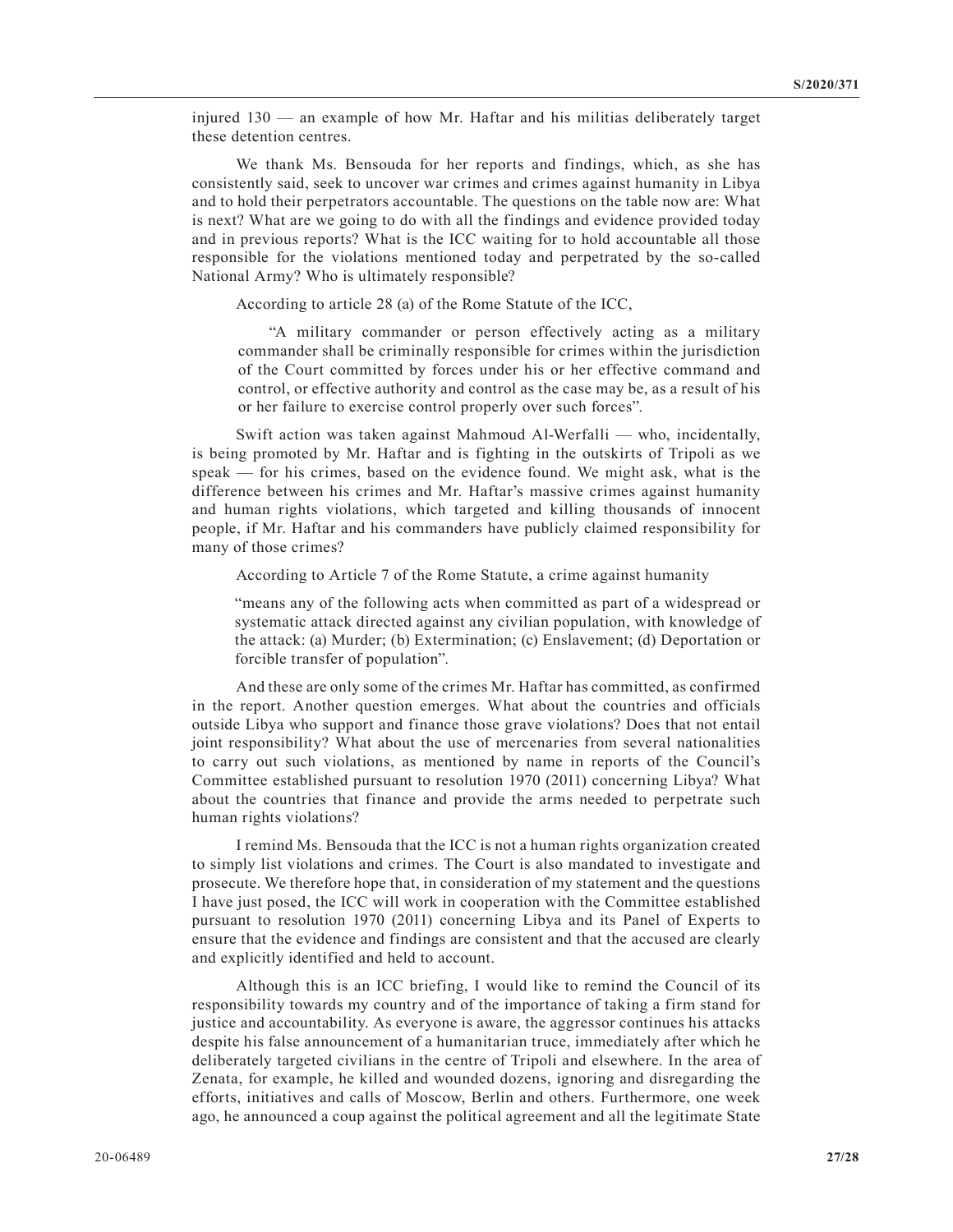injured 130 — an example of how Mr. Haftar and his militias deliberately target these detention centres.

We thank Ms. Bensouda for her reports and findings, which, as she has consistently said, seek to uncover war crimes and crimes against humanity in Libya and to hold their perpetrators accountable. The questions on the table now are: What is next? What are we going to do with all the findings and evidence provided today and in previous reports? What is the ICC waiting for to hold accountable all those responsible for the violations mentioned today and perpetrated by the so-called National Army? Who is ultimately responsible?

According to article 28 (a) of the Rome Statute of the ICC,

> "A military commander or person effectively acting as a military commander shall be criminally responsible for crimes within the jurisdiction of the Court committed by forces under his or her effective command and control, or effective authority and control as the case may be, as a result of his or her failure to exercise control properly over such forces".

Swift action was taken against Mahmoud Al-Werfalli — who, incidentally, is being promoted by Mr. Haftar and is fighting in the outskirts of Tripoli as we speak — for his crimes, based on the evidence found. We might ask, what is the difference between his crimes and Mr. Haftar's massive crimes against humanity and human rights violations, which targeted and killing thousands of innocent people, if Mr. Haftar and his commanders have publicly claimed responsibility for many of those crimes?

According to Article 7 of the Rome Statute, a crime against humanity

> "means any of the following acts when committed as part of a widespread or systematic attack directed against any civilian population, with knowledge of the attack: (a) Murder; (b) Extermination; (c) Enslavement; (d) Deportation or forcible transfer of population".

And these are only some of the crimes Mr. Haftar has committed, as confirmed in the report. Another question emerges. What about the countries and officials outside Libya who support and finance those grave violations? Does that not entail joint responsibility? What about the use of mercenaries from several nationalities to carry out such violations, as mentioned by name in reports of the Council's Committee established pursuant to resolution 1970 (2011) concerning Libya? What about the countries that finance and provide the arms needed to perpetrate such human rights violations?

I remind Ms. Bensouda that the ICC is not a human rights organization created to simply list violations and crimes. The Court is also mandated to investigate and prosecute. We therefore hope that, in consideration of my statement and the questions I have just posed, the ICC will work in cooperation with the Committee established pursuant to resolution 1970 (2011) concerning Libya and its Panel of Experts to ensure that the evidence and findings are consistent and that the accused are clearly and explicitly identified and held to account.

Although this is an ICC briefing, I would like to remind the Council of its responsibility towards my country and of the importance of taking a firm stand for justice and accountability. As everyone is aware, the aggressor continues his attacks despite his false announcement of a humanitarian truce, immediately after which he deliberately targeted civilians in the centre of Tripoli and elsewhere. In the area of Zenata, for example, he killed and wounded dozens, ignoring and disregarding the efforts, initiatives and calls of Moscow, Berlin and others. Furthermore, one week ago, he announced a coup against the political agreement and all the legitimate State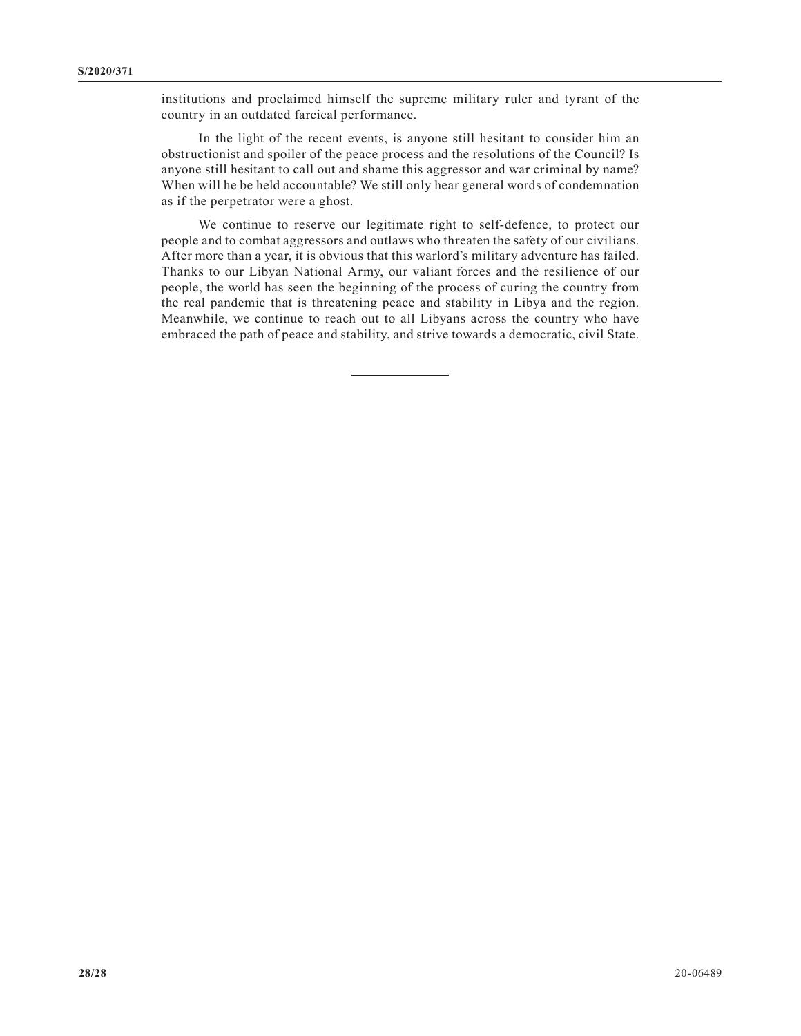institutions and proclaimed himself the supreme military ruler and tyrant of the country in an outdated farcical performance.

In the light of the recent events, is anyone still hesitant to consider him an obstructionist and spoiler of the peace process and the resolutions of the Council? Is anyone still hesitant to call out and shame this aggressor and war criminal by name? When will he be held accountable? We still only hear general words of condemnation as if the perpetrator were a ghost.

We continue to reserve our legitimate right to self-defence, to protect our people and to combat aggressors and outlaws who threaten the safety of our civilians. After more than a year, it is obvious that this warlord's military adventure has failed. Thanks to our Libyan National Army, our valiant forces and the resilience of our people, the world has seen the beginning of the process of curing the country from the real pandemic that is threatening peace and stability in Libya and the region. Meanwhile, we continue to reach out to all Libyans across the country who have embraced the path of peace and stability, and strive towards a democratic, civil State.